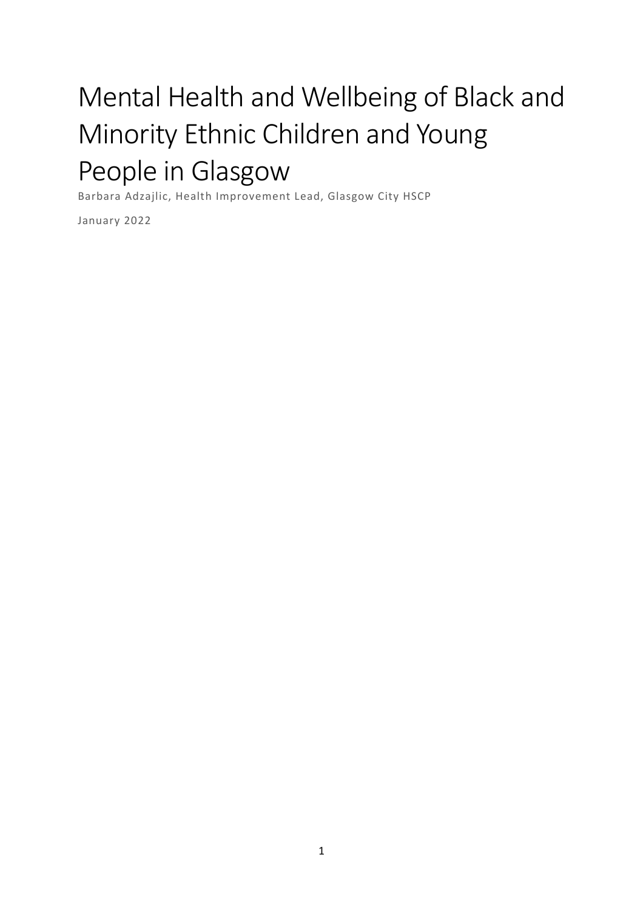# Mental Health and Wellbeing of Black and Minority Ethnic Children and Young People in Glasgow

Barbara Adzajlic, Health Improvement Lead, Glasgow City HSCP

January 2022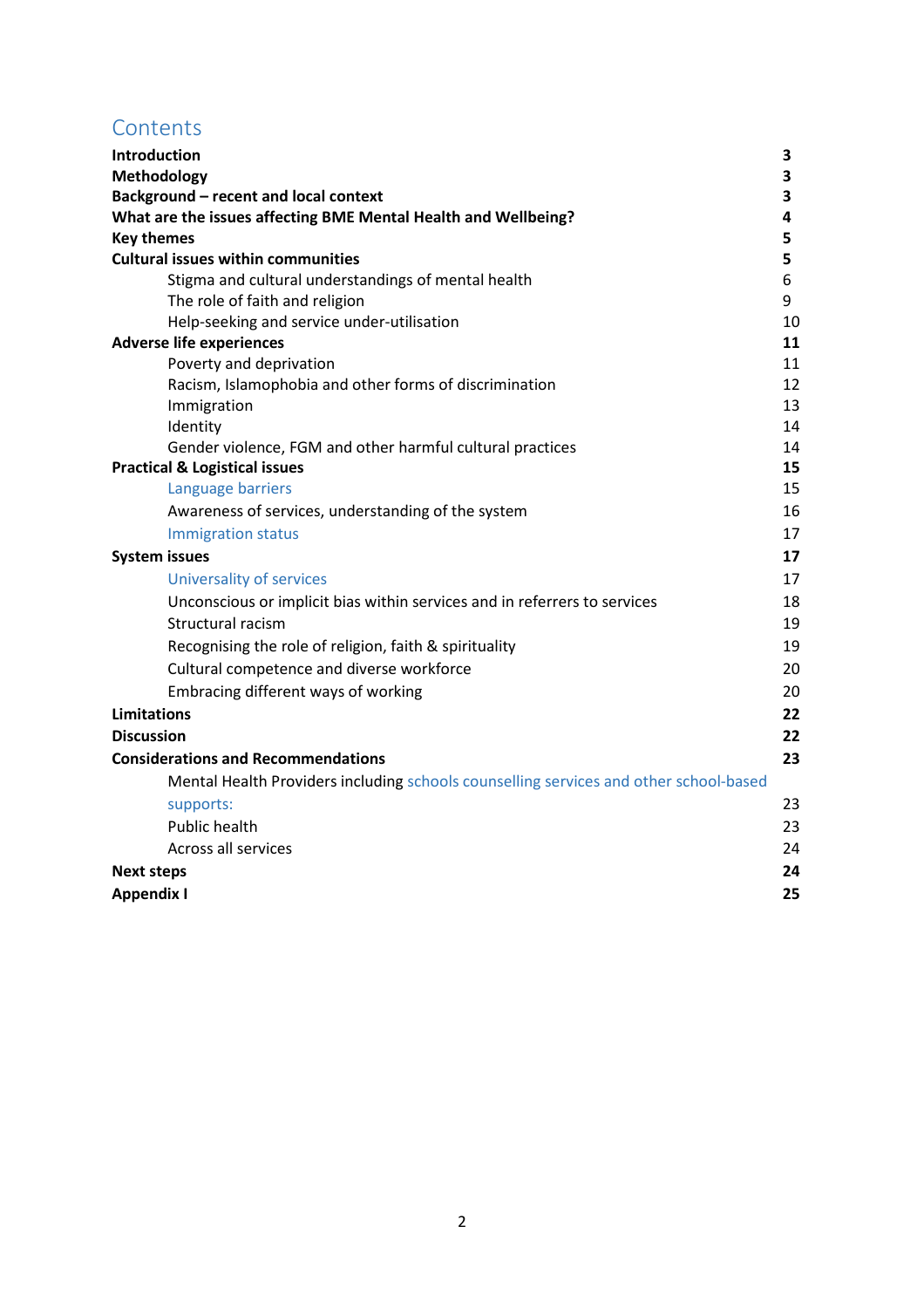## Contents

| | |
|---|---|
| **Introduction** | **3** |
| **Methodology** | **3** |
| **Background – recent and local context** | **3** |
| **What are the issues affecting BME Mental Health and Wellbeing?** | **4** |
| **Key themes** | **5** |
| **Cultural issues within communities** | **5** |
| Stigma and cultural understandings of mental health | 6 |
| The role of faith and religion | 9 |
| Help-seeking and service under-utilisation | 10 |
| **Adverse life experiences** | **11** |
| Poverty and deprivation | 11 |
| Racism, Islamophobia and other forms of discrimination | 12 |
| Immigration | 13 |
| Identity | 14 |
| Gender violence, FGM and other harmful cultural practices | 14 |
| **Practical & Logistical issues** | **15** |
| Language barriers | 15 |
| Awareness of services, understanding of the system | 16 |
| Immigration status | 17 |
| **System issues** | **17** |
| Universality of services | 17 |
| Unconscious or implicit bias within services and in referrers to services | 18 |
| Structural racism | 19 |
| Recognising the role of religion, faith & spirituality | 19 |
| Cultural competence and diverse workforce | 20 |
| Embracing different ways of working | 20 |
| **Limitations** | **22** |
| **Discussion** | **22** |
| **Considerations and Recommendations** | **23** |
| Mental Health Providers including schools counselling services and other school-based supports: | 23 |
| Public health | 23 |
| Across all services | 24 |
| **Next steps** | **24** |
| **Appendix I** | **25** |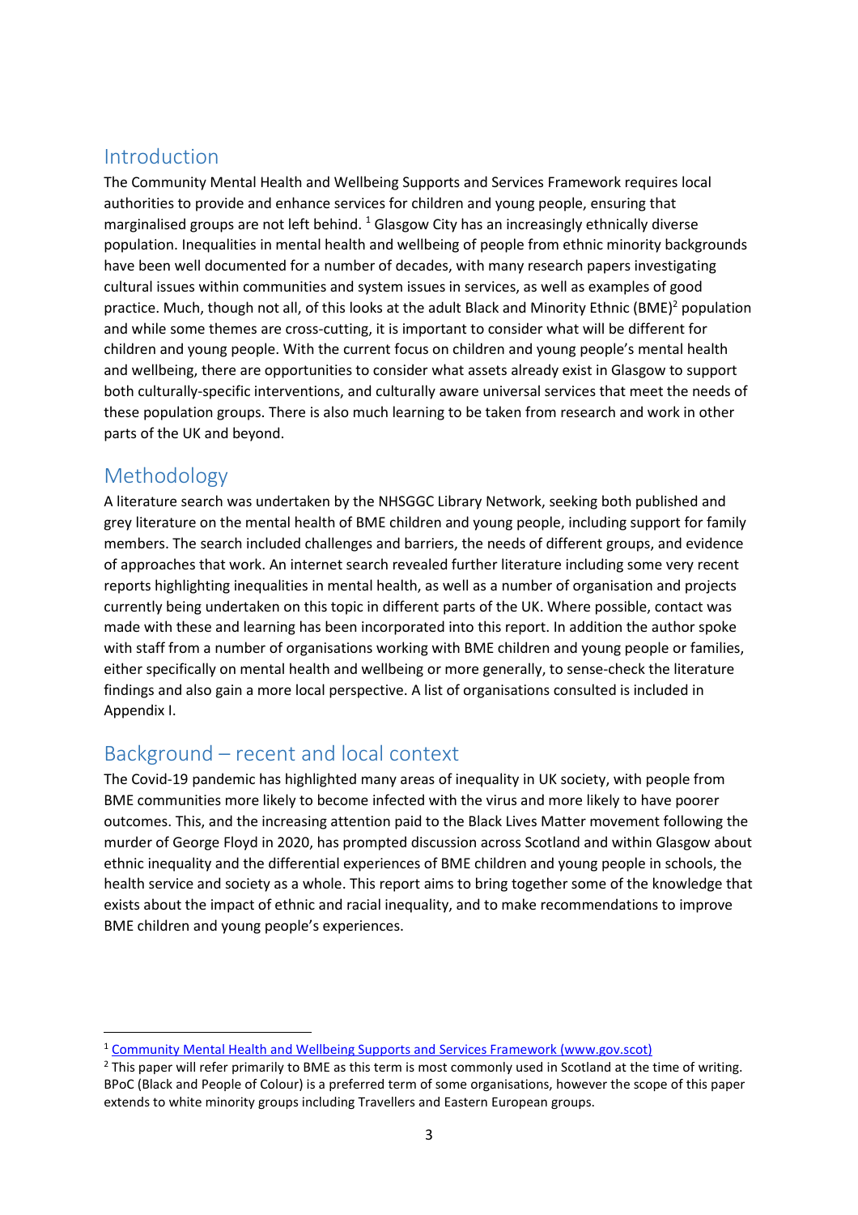## Introduction

The Community Mental Health and Wellbeing Supports and Services Framework requires local authorities to provide and enhance services for children and young people, ensuring that marginalised groups are not left behind. [1] Glasgow City has an increasingly ethnically diverse population. Inequalities in mental health and wellbeing of people from ethnic minority backgrounds have been well documented for a number of decades, with many research papers investigating cultural issues within communities and system issues in services, as well as examples of good practice. Much, though not all, of this looks at the adult Black and Minority Ethnic (BME)[2] population and while some themes are cross-cutting, it is important to consider what will be different for children and young people. With the current focus on children and young people's mental health and wellbeing, there are opportunities to consider what assets already exist in Glasgow to support both culturally-specific interventions, and culturally aware universal services that meet the needs of these population groups. There is also much learning to be taken from research and work in other parts of the UK and beyond.

## Methodology

A literature search was undertaken by the NHSGGC Library Network, seeking both published and grey literature on the mental health of BME children and young people, including support for family members. The search included challenges and barriers, the needs of different groups, and evidence of approaches that work. An internet search revealed further literature including some very recent reports highlighting inequalities in mental health, as well as a number of organisation and projects currently being undertaken on this topic in different parts of the UK. Where possible, contact was made with these and learning has been incorporated into this report. In addition the author spoke with staff from a number of organisations working with BME children and young people or families, either specifically on mental health and wellbeing or more generally, to sense-check the literature findings and also gain a more local perspective. A list of organisations consulted is included in Appendix I.

## Background – recent and local context

The Covid-19 pandemic has highlighted many areas of inequality in UK society, with people from BME communities more likely to become infected with the virus and more likely to have poorer outcomes. This, and the increasing attention paid to the Black Lives Matter movement following the murder of George Floyd in 2020, has prompted discussion across Scotland and within Glasgow about ethnic inequality and the differential experiences of BME children and young people in schools, the health service and society as a whole. This report aims to bring together some of the knowledge that exists about the impact of ethnic and racial inequality, and to make recommendations to improve BME children and young people's experiences.

---

[1] Community Mental Health and Wellbeing Supports and Services Framework (www.gov.scot)

[2] This paper will refer primarily to BME as this term is most commonly used in Scotland at the time of writing. BPoC (Black and People of Colour) is a preferred term of some organisations, however the scope of this paper extends to white minority groups including Travellers and Eastern European groups.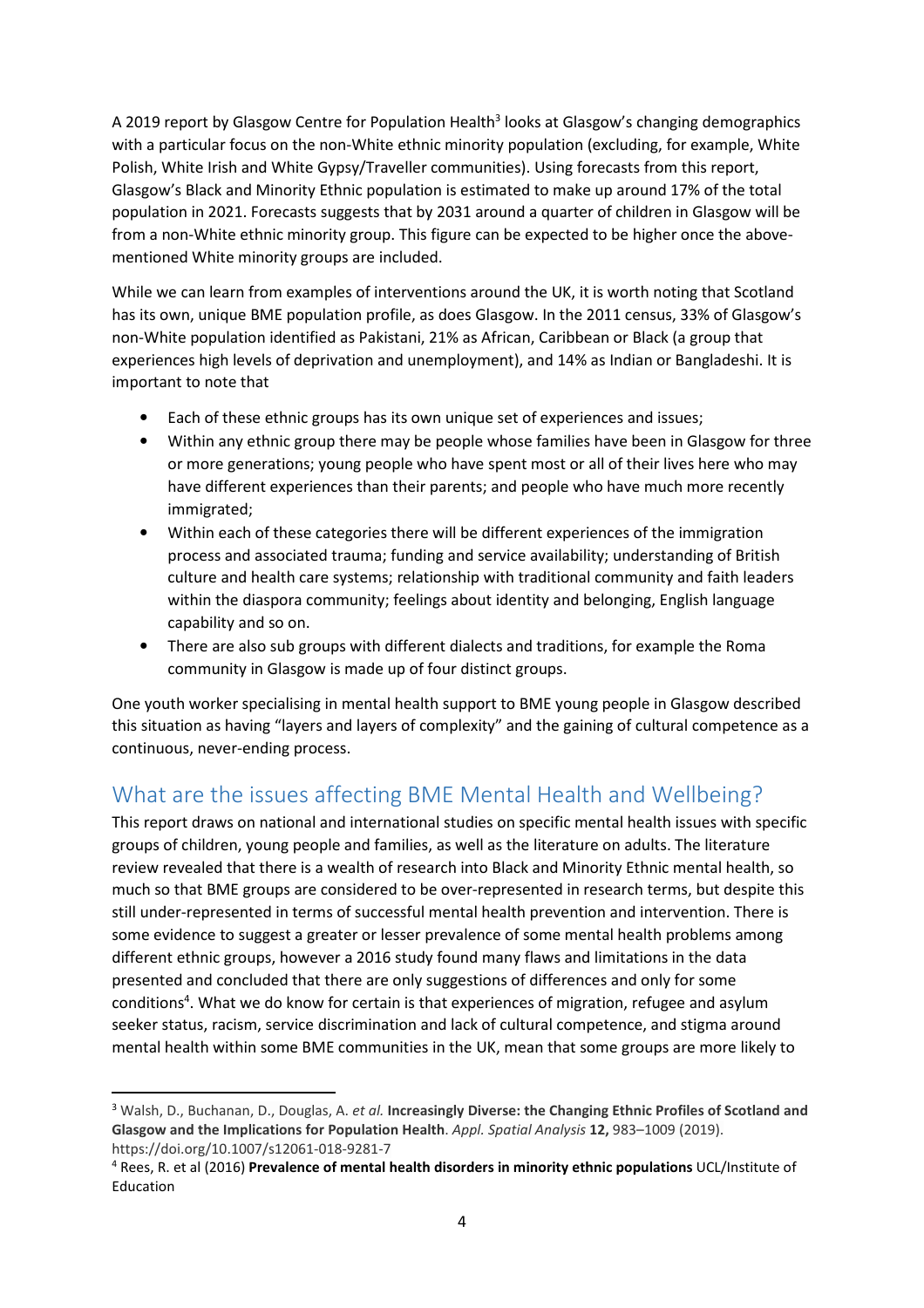A 2019 report by Glasgow Centre for Population Health[3] looks at Glasgow's changing demographics with a particular focus on the non-White ethnic minority population (excluding, for example, White Polish, White Irish and White Gypsy/Traveller communities). Using forecasts from this report, Glasgow's Black and Minority Ethnic population is estimated to make up around 17% of the total population in 2021. Forecasts suggests that by 2031 around a quarter of children in Glasgow will be from a non-White ethnic minority group. This figure can be expected to be higher once the above-mentioned White minority groups are included.

While we can learn from examples of interventions around the UK, it is worth noting that Scotland has its own, unique BME population profile, as does Glasgow. In the 2011 census, 33% of Glasgow's non-White population identified as Pakistani, 21% as African, Caribbean or Black (a group that experiences high levels of deprivation and unemployment), and 14% as Indian or Bangladeshi. It is important to note that

- Each of these ethnic groups has its own unique set of experiences and issues;
- Within any ethnic group there may be people whose families have been in Glasgow for three or more generations; young people who have spent most or all of their lives here who may have different experiences than their parents; and people who have much more recently immigrated;
- Within each of these categories there will be different experiences of the immigration process and associated trauma; funding and service availability; understanding of British culture and health care systems; relationship with traditional community and faith leaders within the diaspora community; feelings about identity and belonging, English language capability and so on.
- There are also sub groups with different dialects and traditions, for example the Roma community in Glasgow is made up of four distinct groups.

One youth worker specialising in mental health support to BME young people in Glasgow described this situation as having "layers and layers of complexity" and the gaining of cultural competence as a continuous, never-ending process.

## What are the issues affecting BME Mental Health and Wellbeing?

This report draws on national and international studies on specific mental health issues with specific groups of children, young people and families, as well as the literature on adults. The literature review revealed that there is a wealth of research into Black and Minority Ethnic mental health, so much so that BME groups are considered to be over-represented in research terms, but despite this still under-represented in terms of successful mental health prevention and intervention. There is some evidence to suggest a greater or lesser prevalence of some mental health problems among different ethnic groups, however a 2016 study found many flaws and limitations in the data presented and concluded that there are only suggestions of differences and only for some conditions[4]. What we do know for certain is that experiences of migration, refugee and asylum seeker status, racism, service discrimination and lack of cultural competence, and stigma around mental health within some BME communities in the UK, mean that some groups are more likely to

---

[3] Walsh, D., Buchanan, D., Douglas, A. *et al.* **Increasingly Diverse: the Changing Ethnic Profiles of Scotland and Glasgow and the Implications for Population Health**. *Appl. Spatial Analysis* **12,** 983–1009 (2019). https://doi.org/10.1007/s12061-018-9281-7

[4] Rees, R. et al (2016) **Prevalence of mental health disorders in minority ethnic populations** UCL/Institute of Education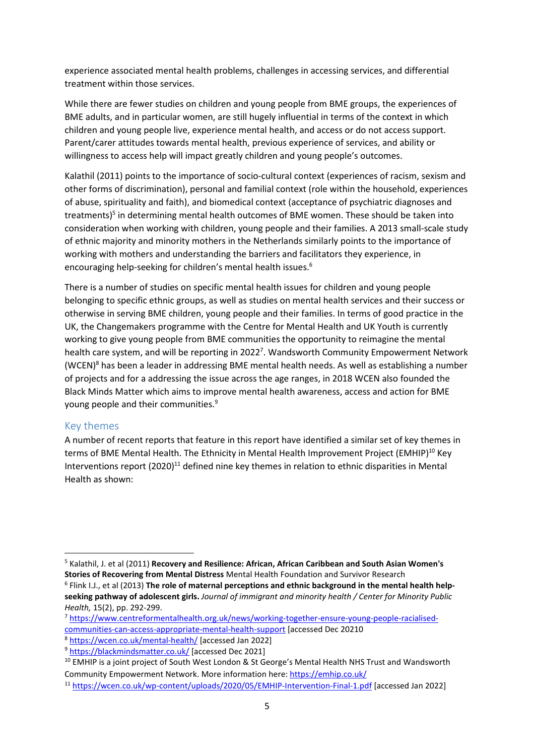experience associated mental health problems, challenges in accessing services, and differential treatment within those services.

While there are fewer studies on children and young people from BME groups, the experiences of BME adults, and in particular women, are still hugely influential in terms of the context in which children and young people live, experience mental health, and access or do not access support. Parent/carer attitudes towards mental health, previous experience of services, and ability or willingness to access help will impact greatly children and young people's outcomes.

Kalathil (2011) points to the importance of socio-cultural context (experiences of racism, sexism and other forms of discrimination), personal and familial context (role within the household, experiences of abuse, spirituality and faith), and biomedical context (acceptance of psychiatric diagnoses and treatments)[5] in determining mental health outcomes of BME women. These should be taken into consideration when working with children, young people and their families. A 2013 small-scale study of ethnic majority and minority mothers in the Netherlands similarly points to the importance of working with mothers and understanding the barriers and facilitators they experience, in encouraging help-seeking for children's mental health issues.[6]

There is a number of studies on specific mental health issues for children and young people belonging to specific ethnic groups, as well as studies on mental health services and their success or otherwise in serving BME children, young people and their families. In terms of good practice in the UK, the Changemakers programme with the Centre for Mental Health and UK Youth is currently working to give young people from BME communities the opportunity to reimagine the mental health care system, and will be reporting in 2022[7]. Wandsworth Community Empowerment Network (WCEN)[8] has been a leader in addressing BME mental health needs. As well as establishing a number of projects and for a addressing the issue across the age ranges, in 2018 WCEN also founded the Black Minds Matter which aims to improve mental health awareness, access and action for BME young people and their communities.[9]

## Key themes

A number of recent reports that feature in this report have identified a similar set of key themes in terms of BME Mental Health. The Ethnicity in Mental Health Improvement Project (EMHIP)[10] Key Interventions report (2020)[11] defined nine key themes in relation to ethnic disparities in Mental Health as shown:

---

[5] Kalathil, J. et al (2011) **Recovery and Resilience: African, African Caribbean and South Asian Women's Stories of Recovering from Mental Distress** Mental Health Foundation and Survivor Research

[6] Flink I.J., et al (2013) **The role of maternal perceptions and ethnic background in the mental health help-seeking pathway of adolescent girls.** *Journal of immigrant and minority health / Center for Minority Public Health,* 15(2), pp. 292-299.

[7] https://www.centreformentalhealth.org.uk/news/working-together-ensure-young-people-racialised-communities-can-access-appropriate-mental-health-support [accessed Dec 20210

[8] https://wcen.co.uk/mental-health/ [accessed Jan 2022]

[9] https://blackmindsmatter.co.uk/ [accessed Dec 2021]

[10] EMHIP is a joint project of South West London & St George's Mental Health NHS Trust and Wandsworth Community Empowerment Network. More information here: https://emhip.co.uk/

[11] https://wcen.co.uk/wp-content/uploads/2020/05/EMHIP-Intervention-Final-1.pdf [accessed Jan 2022]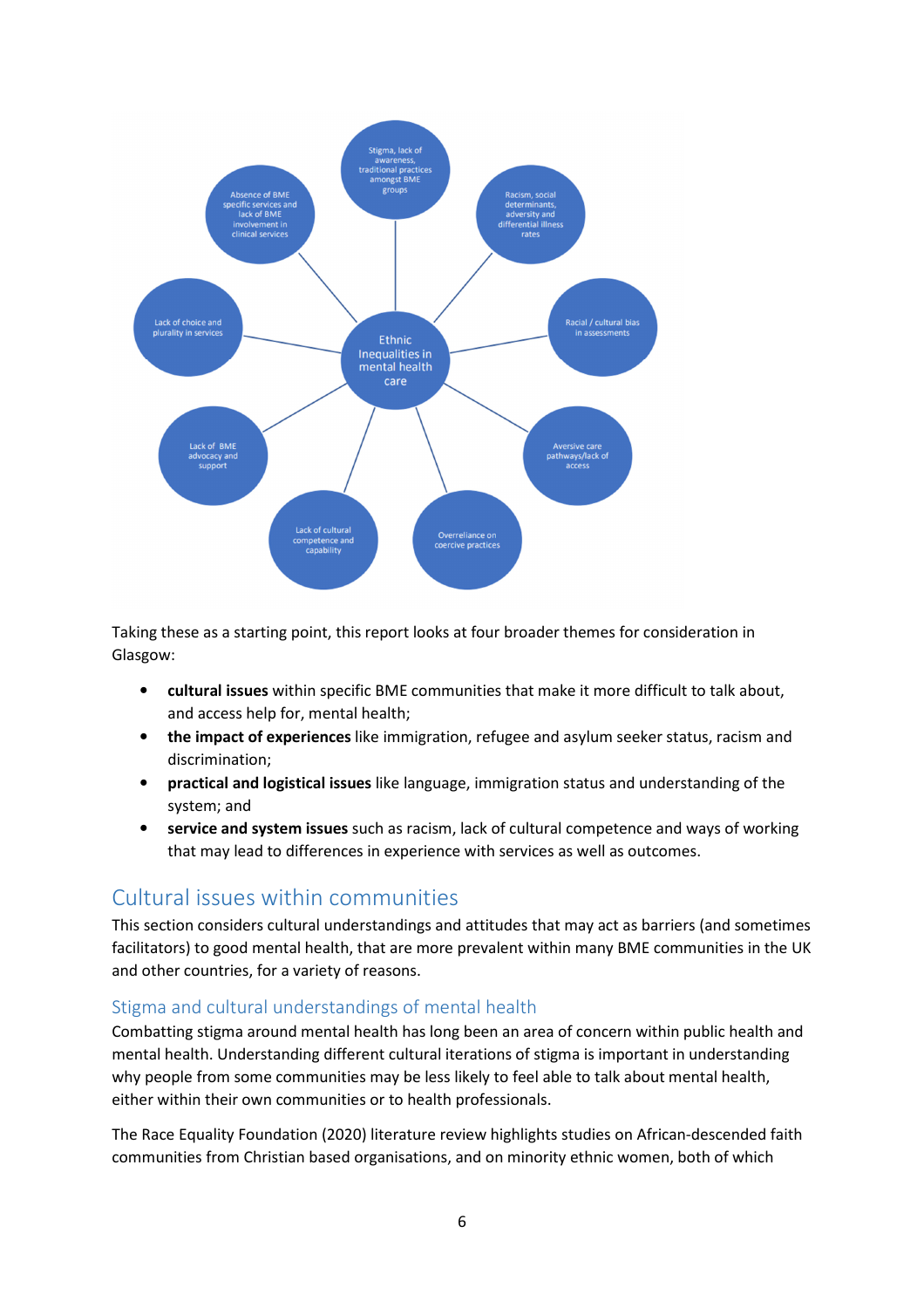**Ethnic Inequalities in mental health care**

- Stigma, lack of awareness, traditional practices amongst BME groups
- Racism, social determinants, adversity and differential illness rates
- Racial / cultural bias in assessments
- Aversive care pathways/lack of access
- Overreliance on coercive practices
- Lack of cultural competence and capability
- Lack of BME advocacy and support
- Lack of choice and plurality in services
- Absence of BME specific services and lack of BME involvement in clinical services

Taking these as a starting point, this report looks at four broader themes for consideration in Glasgow:

- **cultural issues** within specific BME communities that make it more difficult to talk about, and access help for, mental health;
- **the impact of experiences** like immigration, refugee and asylum seeker status, racism and discrimination;
- **practical and logistical issues** like language, immigration status and understanding of the system; and
- **service and system issues** such as racism, lack of cultural competence and ways of working that may lead to differences in experience with services as well as outcomes.

## Cultural issues within communities

This section considers cultural understandings and attitudes that may act as barriers (and sometimes facilitators) to good mental health, that are more prevalent within many BME communities in the UK and other countries, for a variety of reasons.

### Stigma and cultural understandings of mental health

Combatting stigma around mental health has long been an area of concern within public health and mental health. Understanding different cultural iterations of stigma is important in understanding why people from some communities may be less likely to feel able to talk about mental health, either within their own communities or to health professionals.

The Race Equality Foundation (2020) literature review highlights studies on African-descended faith communities from Christian based organisations, and on minority ethnic women, both of which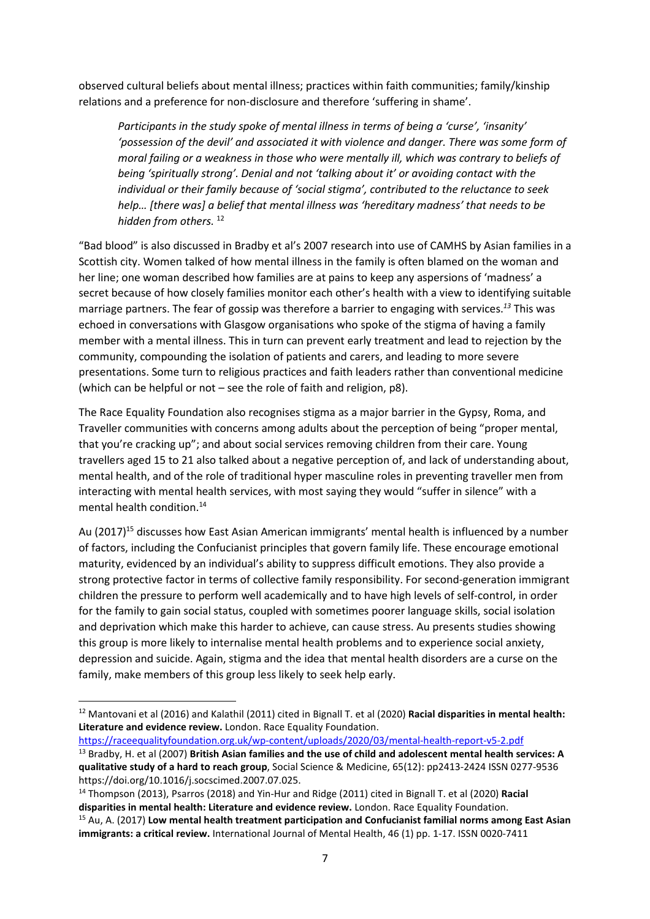observed cultural beliefs about mental illness; practices within faith communities; family/kinship relations and a preference for non-disclosure and therefore 'suffering in shame'.

> *Participants in the study spoke of mental illness in terms of being a 'curse', 'insanity' 'possession of the devil' and associated it with violence and danger. There was some form of moral failing or a weakness in those who were mentally ill, which was contrary to beliefs of being 'spiritually strong'. Denial and not 'talking about it' or avoiding contact with the individual or their family because of 'social stigma', contributed to the reluctance to seek help… [there was] a belief that mental illness was 'hereditary madness' that needs to be hidden from others.* [12]

"Bad blood" is also discussed in Bradby et al's 2007 research into use of CAMHS by Asian families in a Scottish city. Women talked of how mental illness in the family is often blamed on the woman and her line; one woman described how families are at pains to keep any aspersions of 'madness' a secret because of how closely families monitor each other's health with a view to identifying suitable marriage partners. The fear of gossip was therefore a barrier to engaging with services.[13] This was echoed in conversations with Glasgow organisations who spoke of the stigma of having a family member with a mental illness. This in turn can prevent early treatment and lead to rejection by the community, compounding the isolation of patients and carers, and leading to more severe presentations. Some turn to religious practices and faith leaders rather than conventional medicine (which can be helpful or not – see the role of faith and religion, p8).

The Race Equality Foundation also recognises stigma as a major barrier in the Gypsy, Roma, and Traveller communities with concerns among adults about the perception of being "proper mental, that you're cracking up"; and about social services removing children from their care. Young travellers aged 15 to 21 also talked about a negative perception of, and lack of understanding about, mental health, and of the role of traditional hyper masculine roles in preventing traveller men from interacting with mental health services, with most saying they would "suffer in silence" with a mental health condition.[14]

Au (2017)[15] discusses how East Asian American immigrants' mental health is influenced by a number of factors, including the Confucianist principles that govern family life. These encourage emotional maturity, evidenced by an individual's ability to suppress difficult emotions. They also provide a strong protective factor in terms of collective family responsibility. For second-generation immigrant children the pressure to perform well academically and to have high levels of self-control, in order for the family to gain social status, coupled with sometimes poorer language skills, social isolation and deprivation which make this harder to achieve, can cause stress. Au presents studies showing this group is more likely to internalise mental health problems and to experience social anxiety, depression and suicide. Again, stigma and the idea that mental health disorders are a curse on the family, make members of this group less likely to seek help early.

---

[12] Mantovani et al (2016) and Kalathil (2011) cited in Bignall T. et al (2020) **Racial disparities in mental health: Literature and evidence review.** London. Race Equality Foundation. https://raceequalityfoundation.org.uk/wp-content/uploads/2020/03/mental-health-report-v5-2.pdf

[13] Bradby, H. et al (2007) **British Asian families and the use of child and adolescent mental health services: A qualitative study of a hard to reach group**, Social Science & Medicine, 65(12): pp2413-2424 ISSN 0277-9536 https://doi.org/10.1016/j.socscimed.2007.07.025.

[14] Thompson (2013), Psarros (2018) and Yin-Hur and Ridge (2011) cited in Bignall T. et al (2020) **Racial disparities in mental health: Literature and evidence review.** London. Race Equality Foundation.

[15] Au, A. (2017) **Low mental health treatment participation and Confucianist familial norms among East Asian immigrants: a critical review.** International Journal of Mental Health, 46 (1) pp. 1-17. ISSN 0020-7411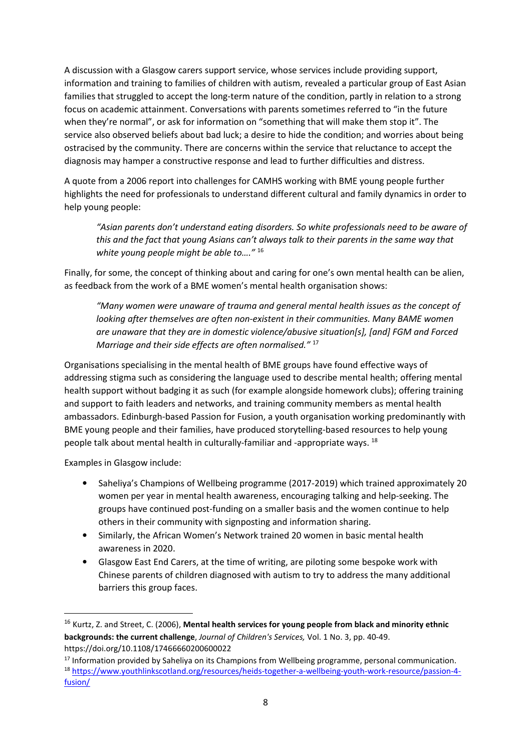A discussion with a Glasgow carers support service, whose services include providing support, information and training to families of children with autism, revealed a particular group of East Asian families that struggled to accept the long-term nature of the condition, partly in relation to a strong focus on academic attainment. Conversations with parents sometimes referred to "in the future when they're normal", or ask for information on "something that will make them stop it". The service also observed beliefs about bad luck; a desire to hide the condition; and worries about being ostracised by the community. There are concerns within the service that reluctance to accept the diagnosis may hamper a constructive response and lead to further difficulties and distress.

A quote from a 2006 report into challenges for CAMHS working with BME young people further highlights the need for professionals to understand different cultural and family dynamics in order to help young people:

> *"Asian parents don't understand eating disorders. So white professionals need to be aware of this and the fact that young Asians can't always talk to their parents in the same way that white young people might be able to…."* [16]

Finally, for some, the concept of thinking about and caring for one's own mental health can be alien, as feedback from the work of a BME women's mental health organisation shows:

> *"Many women were unaware of trauma and general mental health issues as the concept of looking after themselves are often non-existent in their communities. Many BAME women are unaware that they are in domestic violence/abusive situation[s], [and] FGM and Forced Marriage and their side effects are often normalised."* [17]

Organisations specialising in the mental health of BME groups have found effective ways of addressing stigma such as considering the language used to describe mental health; offering mental health support without badging it as such (for example alongside homework clubs); offering training and support to faith leaders and networks, and training community members as mental health ambassadors. Edinburgh-based Passion for Fusion, a youth organisation working predominantly with BME young people and their families, have produced storytelling-based resources to help young people talk about mental health in culturally-familiar and -appropriate ways. [18]

Examples in Glasgow include:

- Saheliya's Champions of Wellbeing programme (2017-2019) which trained approximately 20 women per year in mental health awareness, encouraging talking and help-seeking. The groups have continued post-funding on a smaller basis and the women continue to help others in their community with signposting and information sharing.
- Similarly, the African Women's Network trained 20 women in basic mental health awareness in 2020.
- Glasgow East End Carers, at the time of writing, are piloting some bespoke work with Chinese parents of children diagnosed with autism to try to address the many additional barriers this group faces.

---

[16] Kurtz, Z. and Street, C. (2006), **Mental health services for young people from black and minority ethnic backgrounds: the current challenge**, *Journal of Children's Services,* Vol. 1 No. 3, pp. 40-49. https://doi.org/10.1108/17466660200600022

[17] Information provided by Saheliya on its Champions from Wellbeing programme, personal communication.

[18] https://www.youthlinkscotland.org/resources/heids-together-a-wellbeing-youth-work-resource/passion-4-fusion/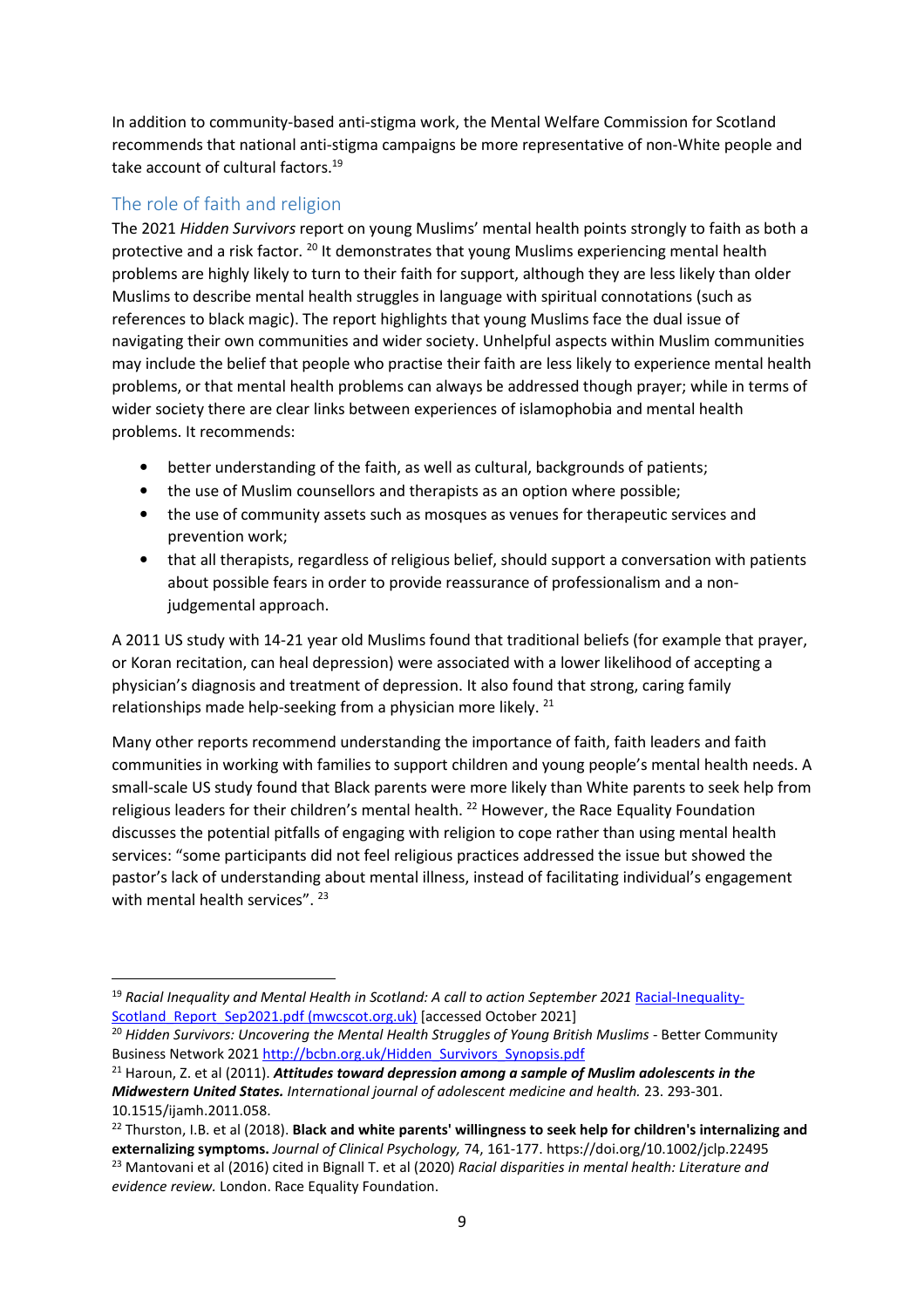In addition to community-based anti-stigma work, the Mental Welfare Commission for Scotland recommends that national anti-stigma campaigns be more representative of non-White people and take account of cultural factors.[19]

## The role of faith and religion

The 2021 *Hidden Survivors* report on young Muslims' mental health points strongly to faith as both a protective and a risk factor. [20] It demonstrates that young Muslims experiencing mental health problems are highly likely to turn to their faith for support, although they are less likely than older Muslims to describe mental health struggles in language with spiritual connotations (such as references to black magic). The report highlights that young Muslims face the dual issue of navigating their own communities and wider society. Unhelpful aspects within Muslim communities may include the belief that people who practise their faith are less likely to experience mental health problems, or that mental health problems can always be addressed though prayer; while in terms of wider society there are clear links between experiences of islamophobia and mental health problems. It recommends:

- better understanding of the faith, as well as cultural, backgrounds of patients;
- the use of Muslim counsellors and therapists as an option where possible;
- the use of community assets such as mosques as venues for therapeutic services and prevention work;
- that all therapists, regardless of religious belief, should support a conversation with patients about possible fears in order to provide reassurance of professionalism and a non-judgemental approach.

A 2011 US study with 14-21 year old Muslims found that traditional beliefs (for example that prayer, or Koran recitation, can heal depression) were associated with a lower likelihood of accepting a physician's diagnosis and treatment of depression. It also found that strong, caring family relationships made help-seeking from a physician more likely. [21]

Many other reports recommend understanding the importance of faith, faith leaders and faith communities in working with families to support children and young people's mental health needs. A small-scale US study found that Black parents were more likely than White parents to seek help from religious leaders for their children's mental health. [22] However, the Race Equality Foundation discusses the potential pitfalls of engaging with religion to cope rather than using mental health services: "some participants did not feel religious practices addressed the issue but showed the pastor's lack of understanding about mental illness, instead of facilitating individual's engagement with mental health services". [23]

---

[19] *Racial Inequality and Mental Health in Scotland: A call to action September 2021* Racial-Inequality-Scotland_Report_Sep2021.pdf (mwcscot.org.uk) [accessed October 2021]

[20] *Hidden Survivors: Uncovering the Mental Health Struggles of Young British Muslims* - Better Community Business Network 2021 http://bcbn.org.uk/Hidden_Survivors_Synopsis.pdf

[21] Haroun, Z. et al (2011). ***Attitudes toward depression among a sample of Muslim adolescents in the Midwestern United States.*** *International journal of adolescent medicine and health.* 23. 293-301. 10.1515/ijamh.2011.058.

[22] Thurston, I.B. et al (2018). **Black and white parents' willingness to seek help for children's internalizing and externalizing symptoms.** *Journal of Clinical Psychology,* 74, 161-177. https://doi.org/10.1002/jclp.22495

[23] Mantovani et al (2016) cited in Bignall T. et al (2020) *Racial disparities in mental health: Literature and evidence review.* London. Race Equality Foundation.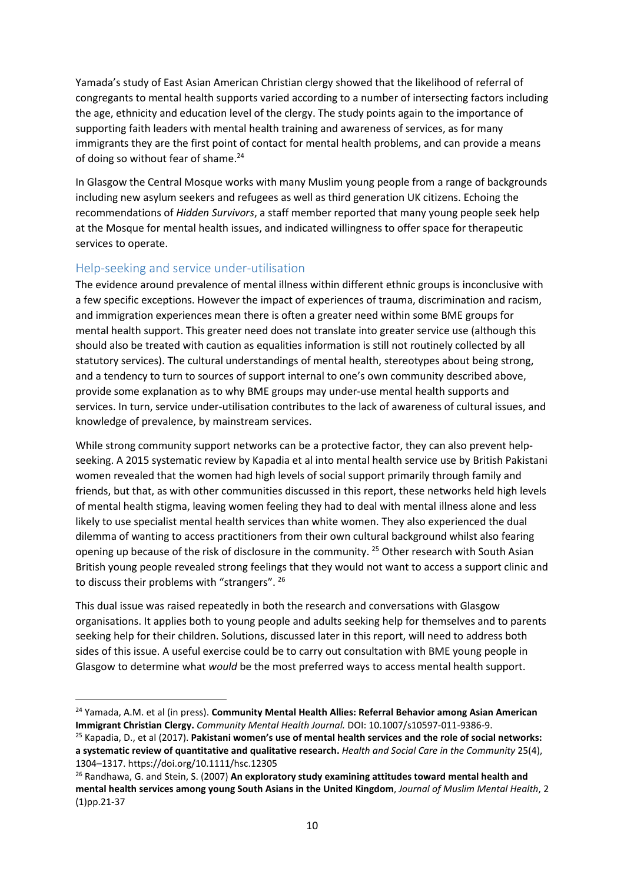Yamada's study of East Asian American Christian clergy showed that the likelihood of referral of congregants to mental health supports varied according to a number of intersecting factors including the age, ethnicity and education level of the clergy. The study points again to the importance of supporting faith leaders with mental health training and awareness of services, as for many immigrants they are the first point of contact for mental health problems, and can provide a means of doing so without fear of shame.[24]

In Glasgow the Central Mosque works with many Muslim young people from a range of backgrounds including new asylum seekers and refugees as well as third generation UK citizens. Echoing the recommendations of *Hidden Survivors*, a staff member reported that many young people seek help at the Mosque for mental health issues, and indicated willingness to offer space for therapeutic services to operate.

## Help-seeking and service under-utilisation

The evidence around prevalence of mental illness within different ethnic groups is inconclusive with a few specific exceptions. However the impact of experiences of trauma, discrimination and racism, and immigration experiences mean there is often a greater need within some BME groups for mental health support. This greater need does not translate into greater service use (although this should also be treated with caution as equalities information is still not routinely collected by all statutory services). The cultural understandings of mental health, stereotypes about being strong, and a tendency to turn to sources of support internal to one's own community described above, provide some explanation as to why BME groups may under-use mental health supports and services. In turn, service under-utilisation contributes to the lack of awareness of cultural issues, and knowledge of prevalence, by mainstream services.

While strong community support networks can be a protective factor, they can also prevent help-seeking. A 2015 systematic review by Kapadia et al into mental health service use by British Pakistani women revealed that the women had high levels of social support primarily through family and friends, but that, as with other communities discussed in this report, these networks held high levels of mental health stigma, leaving women feeling they had to deal with mental illness alone and less likely to use specialist mental health services than white women. They also experienced the dual dilemma of wanting to access practitioners from their own cultural background whilst also fearing opening up because of the risk of disclosure in the community.[25] Other research with South Asian British young people revealed strong feelings that they would not want to access a support clinic and to discuss their problems with "strangers".[26]

This dual issue was raised repeatedly in both the research and conversations with Glasgow organisations. It applies both to young people and adults seeking help for themselves and to parents seeking help for their children. Solutions, discussed later in this report, will need to address both sides of this issue. A useful exercise could be to carry out consultation with BME young people in Glasgow to determine what *would* be the most preferred ways to access mental health support.

---

[24] Yamada, A.M. et al (in press). **Community Mental Health Allies: Referral Behavior among Asian American Immigrant Christian Clergy.** *Community Mental Health Journal.* DOI: 10.1007/s10597-011-9386-9.

[25] Kapadia, D., et al (2017). **Pakistani women's use of mental health services and the role of social networks: a systematic review of quantitative and qualitative research.** *Health and Social Care in the Community* 25(4), 1304–1317. https://doi.org/10.1111/hsc.12305

[26] Randhawa, G. and Stein, S. (2007) **An exploratory study examining attitudes toward mental health and mental health services among young South Asians in the United Kingdom**, *Journal of Muslim Mental Health*, 2 (1)pp.21-37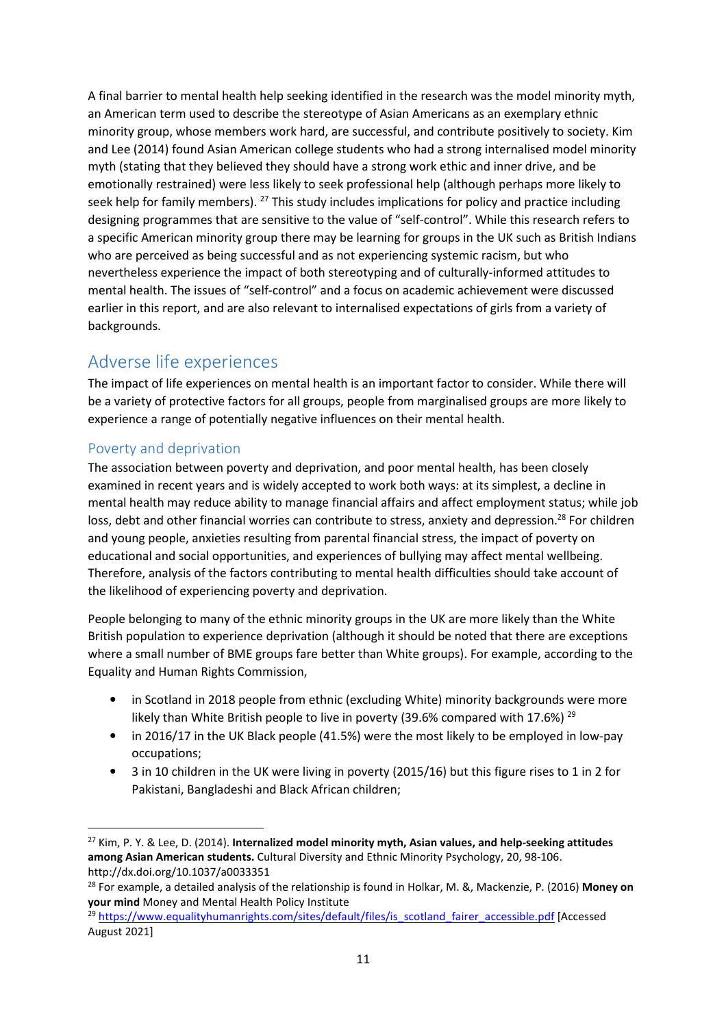A final barrier to mental health help seeking identified in the research was the model minority myth, an American term used to describe the stereotype of Asian Americans as an exemplary ethnic minority group, whose members work hard, are successful, and contribute positively to society. Kim and Lee (2014) found Asian American college students who had a strong internalised model minority myth (stating that they believed they should have a strong work ethic and inner drive, and be emotionally restrained) were less likely to seek professional help (although perhaps more likely to seek help for family members). [27] This study includes implications for policy and practice including designing programmes that are sensitive to the value of "self-control". While this research refers to a specific American minority group there may be learning for groups in the UK such as British Indians who are perceived as being successful and as not experiencing systemic racism, but who nevertheless experience the impact of both stereotyping and of culturally-informed attitudes to mental health. The issues of "self-control" and a focus on academic achievement were discussed earlier in this report, and are also relevant to internalised expectations of girls from a variety of backgrounds.

## Adverse life experiences

The impact of life experiences on mental health is an important factor to consider. While there will be a variety of protective factors for all groups, people from marginalised groups are more likely to experience a range of potentially negative influences on their mental health.

### Poverty and deprivation

The association between poverty and deprivation, and poor mental health, has been closely examined in recent years and is widely accepted to work both ways: at its simplest, a decline in mental health may reduce ability to manage financial affairs and affect employment status; while job loss, debt and other financial worries can contribute to stress, anxiety and depression.[28] For children and young people, anxieties resulting from parental financial stress, the impact of poverty on educational and social opportunities, and experiences of bullying may affect mental wellbeing. Therefore, analysis of the factors contributing to mental health difficulties should take account of the likelihood of experiencing poverty and deprivation.

People belonging to many of the ethnic minority groups in the UK are more likely than the White British population to experience deprivation (although it should be noted that there are exceptions where a small number of BME groups fare better than White groups). For example, according to the Equality and Human Rights Commission,

- in Scotland in 2018 people from ethnic (excluding White) minority backgrounds were more likely than White British people to live in poverty (39.6% compared with 17.6%) [29]
- in 2016/17 in the UK Black people (41.5%) were the most likely to be employed in low-pay occupations;
- 3 in 10 children in the UK were living in poverty (2015/16) but this figure rises to 1 in 2 for Pakistani, Bangladeshi and Black African children;

---

[27] Kim, P. Y. & Lee, D. (2014). **Internalized model minority myth, Asian values, and help-seeking attitudes among Asian American students.** Cultural Diversity and Ethnic Minority Psychology, 20, 98-106. http://dx.doi.org/10.1037/a0033351

[28] For example, a detailed analysis of the relationship is found in Holkar, M. &, Mackenzie, P. (2016) **Money on your mind** Money and Mental Health Policy Institute

[29] https://www.equalityhumanrights.com/sites/default/files/is_scotland_fairer_accessible.pdf [Accessed August 2021]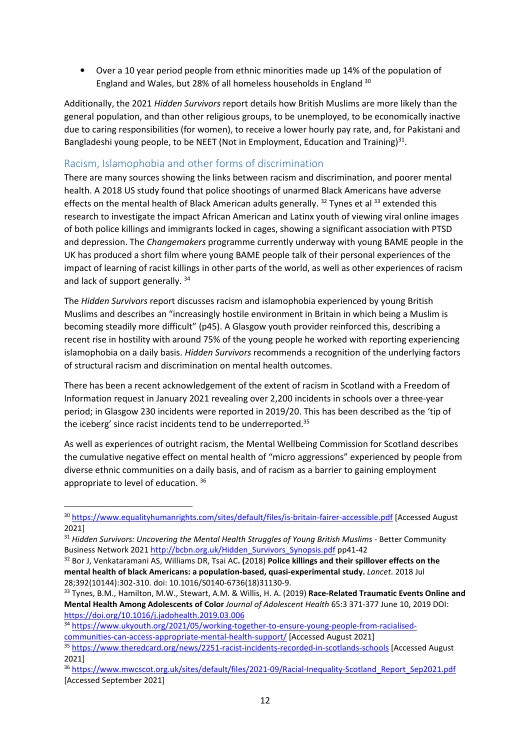- Over a 10 year period people from ethnic minorities made up 14% of the population of England and Wales, but 28% of all homeless households in England [30]

Additionally, the 2021 *Hidden Survivors* report details how British Muslims are more likely than the general population, and than other religious groups, to be unemployed, to be economically inactive due to caring responsibilities (for women), to receive a lower hourly pay rate, and, for Pakistani and Bangladeshi young people, to be NEET (Not in Employment, Education and Training)[31].

## Racism, Islamophobia and other forms of discrimination

There are many sources showing the links between racism and discrimination, and poorer mental health. A 2018 US study found that police shootings of unarmed Black Americans have adverse effects on the mental health of Black American adults generally. [32] Tynes et al [33] extended this research to investigate the impact African American and Latinx youth of viewing viral online images of both police killings and immigrants locked in cages, showing a significant association with PTSD and depression. The *Changemakers* programme currently underway with young BAME people in the UK has produced a short film where young BAME people talk of their personal experiences of the impact of learning of racist killings in other parts of the world, as well as other experiences of racism and lack of support generally. [34]

The *Hidden Survivors* report discusses racism and islamophobia experienced by young British Muslims and describes an "increasingly hostile environment in Britain in which being a Muslim is becoming steadily more difficult" (p45). A Glasgow youth provider reinforced this, describing a recent rise in hostility with around 75% of the young people he worked with reporting experiencing islamophobia on a daily basis. *Hidden Survivors* recommends a recognition of the underlying factors of structural racism and discrimination on mental health outcomes.

There has been a recent acknowledgement of the extent of racism in Scotland with a Freedom of Information request in January 2021 revealing over 2,200 incidents in schools over a three-year period; in Glasgow 230 incidents were reported in 2019/20. This has been described as the 'tip of the iceberg' since racist incidents tend to be underreported.[35]

As well as experiences of outright racism, the Mental Wellbeing Commission for Scotland describes the cumulative negative effect on mental health of "micro aggressions" experienced by people from diverse ethnic communities on a daily basis, and of racism as a barrier to gaining employment appropriate to level of education. [36]

---

[30] https://www.equalityhumanrights.com/sites/default/files/is-britain-fairer-accessible.pdf [Accessed August 2021]

[31] *Hidden Survivors: Uncovering the Mental Health Struggles of Young British Muslims* - Better Community Business Network 2021 http://bcbn.org.uk/Hidden_Survivors_Synopsis.pdf pp41-42

[32] Bor J, Venkataramani AS, Williams DR, Tsai AC. (2018) **Police killings and their spillover effects on the mental health of black Americans: a population-based, quasi-experimental study.** *Lancet.* 2018 Jul 28;392(10144):302-310. doi: 10.1016/S0140-6736(18)31130-9.

[33] Tynes, B.M., Hamilton, M.W., Stewart, A.M. & Willis, H. A. (2019) **Race-Related Traumatic Events Online and Mental Health Among Adolescents of Color** *Journal of Adolescent Health* 65:3 371-377 June 10, 2019 DOI: https://doi.org/10.1016/j.jadohealth.2019.03.006

[34] https://www.ukyouth.org/2021/05/working-together-to-ensure-young-people-from-racialised-communities-can-access-appropriate-mental-health-support/ [Accessed August 2021]

[35] https://www.theredcard.org/news/2251-racist-incidents-recorded-in-scotlands-schools [Accessed August 2021]

[36] https://www.mwcscot.org.uk/sites/default/files/2021-09/Racial-Inequality-Scotland_Report_Sep2021.pdf [Accessed September 2021]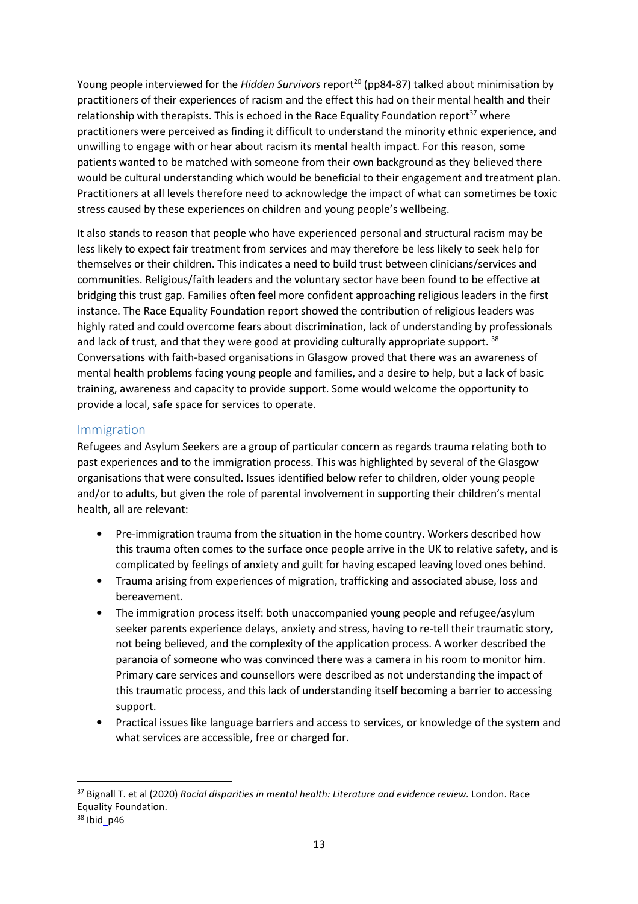Young people interviewed for the *Hidden Survivors* report[20] (pp84-87) talked about minimisation by practitioners of their experiences of racism and the effect this had on their mental health and their relationship with therapists. This is echoed in the Race Equality Foundation report[37] where practitioners were perceived as finding it difficult to understand the minority ethnic experience, and unwilling to engage with or hear about racism its mental health impact. For this reason, some patients wanted to be matched with someone from their own background as they believed there would be cultural understanding which would be beneficial to their engagement and treatment plan. Practitioners at all levels therefore need to acknowledge the impact of what can sometimes be toxic stress caused by these experiences on children and young people's wellbeing.

It also stands to reason that people who have experienced personal and structural racism may be less likely to expect fair treatment from services and may therefore be less likely to seek help for themselves or their children. This indicates a need to build trust between clinicians/services and communities. Religious/faith leaders and the voluntary sector have been found to be effective at bridging this trust gap. Families often feel more confident approaching religious leaders in the first instance. The Race Equality Foundation report showed the contribution of religious leaders was highly rated and could overcome fears about discrimination, lack of understanding by professionals and lack of trust, and that they were good at providing culturally appropriate support. [38] Conversations with faith-based organisations in Glasgow proved that there was an awareness of mental health problems facing young people and families, and a desire to help, but a lack of basic training, awareness and capacity to provide support. Some would welcome the opportunity to provide a local, safe space for services to operate.

## Immigration

Refugees and Asylum Seekers are a group of particular concern as regards trauma relating both to past experiences and to the immigration process. This was highlighted by several of the Glasgow organisations that were consulted. Issues identified below refer to children, older young people and/or to adults, but given the role of parental involvement in supporting their children's mental health, all are relevant:

- Pre-immigration trauma from the situation in the home country. Workers described how this trauma often comes to the surface once people arrive in the UK to relative safety, and is complicated by feelings of anxiety and guilt for having escaped leaving loved ones behind.
- Trauma arising from experiences of migration, trafficking and associated abuse, loss and bereavement.
- The immigration process itself: both unaccompanied young people and refugee/asylum seeker parents experience delays, anxiety and stress, having to re-tell their traumatic story, not being believed, and the complexity of the application process. A worker described the paranoia of someone who was convinced there was a camera in his room to monitor him. Primary care services and counsellors were described as not understanding the impact of this traumatic process, and this lack of understanding itself becoming a barrier to accessing support.
- Practical issues like language barriers and access to services, or knowledge of the system and what services are accessible, free or charged for.

---

[37] Bignall T. et al (2020) *Racial disparities in mental health: Literature and evidence review.* London. Race Equality Foundation.

[38] Ibid_p46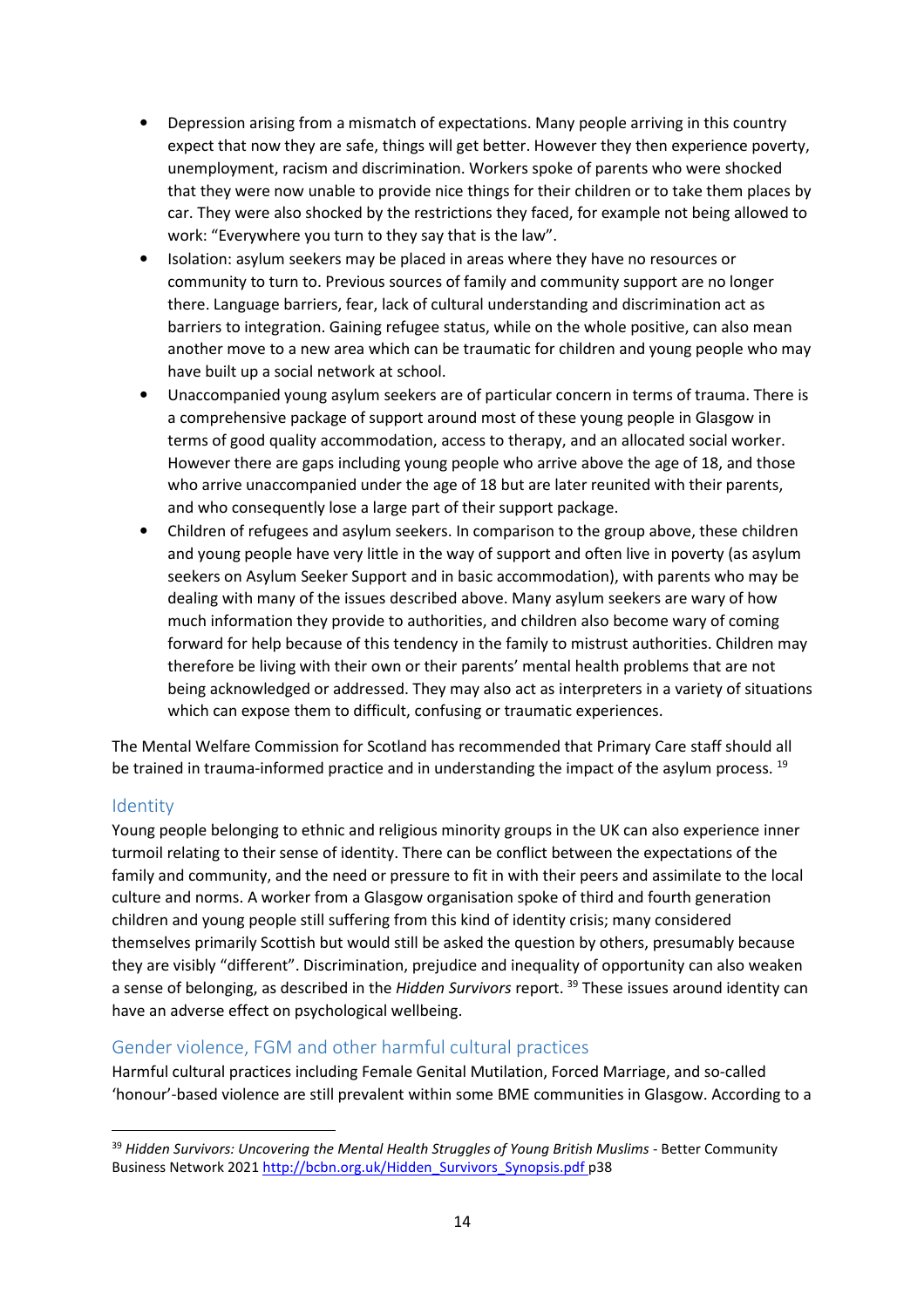- Depression arising from a mismatch of expectations. Many people arriving in this country expect that now they are safe, things will get better. However they then experience poverty, unemployment, racism and discrimination. Workers spoke of parents who were shocked that they were now unable to provide nice things for their children or to take them places by car. They were also shocked by the restrictions they faced, for example not being allowed to work: "Everywhere you turn to they say that is the law".
- Isolation: asylum seekers may be placed in areas where they have no resources or community to turn to. Previous sources of family and community support are no longer there. Language barriers, fear, lack of cultural understanding and discrimination act as barriers to integration. Gaining refugee status, while on the whole positive, can also mean another move to a new area which can be traumatic for children and young people who may have built up a social network at school.
- Unaccompanied young asylum seekers are of particular concern in terms of trauma. There is a comprehensive package of support around most of these young people in Glasgow in terms of good quality accommodation, access to therapy, and an allocated social worker. However there are gaps including young people who arrive above the age of 18, and those who arrive unaccompanied under the age of 18 but are later reunited with their parents, and who consequently lose a large part of their support package.
- Children of refugees and asylum seekers. In comparison to the group above, these children and young people have very little in the way of support and often live in poverty (as asylum seekers on Asylum Seeker Support and in basic accommodation), with parents who may be dealing with many of the issues described above. Many asylum seekers are wary of how much information they provide to authorities, and children also become wary of coming forward for help because of this tendency in the family to mistrust authorities. Children may therefore be living with their own or their parents' mental health problems that are not being acknowledged or addressed. They may also act as interpreters in a variety of situations which can expose them to difficult, confusing or traumatic experiences.

The Mental Welfare Commission for Scotland has recommended that Primary Care staff should all be trained in trauma-informed practice and in understanding the impact of the asylum process. [19]

## Identity

Young people belonging to ethnic and religious minority groups in the UK can also experience inner turmoil relating to their sense of identity. There can be conflict between the expectations of the family and community, and the need or pressure to fit in with their peers and assimilate to the local culture and norms. A worker from a Glasgow organisation spoke of third and fourth generation children and young people still suffering from this kind of identity crisis; many considered themselves primarily Scottish but would still be asked the question by others, presumably because they are visibly "different". Discrimination, prejudice and inequality of opportunity can also weaken a sense of belonging, as described in the *Hidden Survivors* report. [39] These issues around identity can have an adverse effect on psychological wellbeing.

## Gender violence, FGM and other harmful cultural practices

Harmful cultural practices including Female Genital Mutilation, Forced Marriage, and so-called 'honour'-based violence are still prevalent within some BME communities in Glasgow. According to a

[39] *Hidden Survivors: Uncovering the Mental Health Struggles of Young British Muslims* - Better Community Business Network 2021 http://bcbn.org.uk/Hidden_Survivors_Synopsis.pdf p38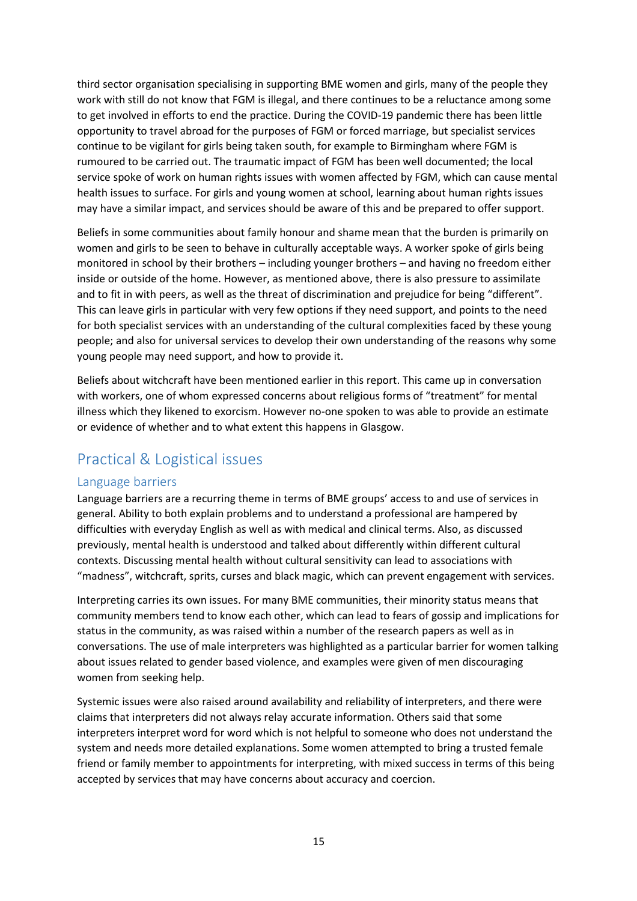third sector organisation specialising in supporting BME women and girls, many of the people they work with still do not know that FGM is illegal, and there continues to be a reluctance among some to get involved in efforts to end the practice. During the COVID-19 pandemic there has been little opportunity to travel abroad for the purposes of FGM or forced marriage, but specialist services continue to be vigilant for girls being taken south, for example to Birmingham where FGM is rumoured to be carried out. The traumatic impact of FGM has been well documented; the local service spoke of work on human rights issues with women affected by FGM, which can cause mental health issues to surface. For girls and young women at school, learning about human rights issues may have a similar impact, and services should be aware of this and be prepared to offer support.

Beliefs in some communities about family honour and shame mean that the burden is primarily on women and girls to be seen to behave in culturally acceptable ways. A worker spoke of girls being monitored in school by their brothers – including younger brothers – and having no freedom either inside or outside of the home. However, as mentioned above, there is also pressure to assimilate and to fit in with peers, as well as the threat of discrimination and prejudice for being "different". This can leave girls in particular with very few options if they need support, and points to the need for both specialist services with an understanding of the cultural complexities faced by these young people; and also for universal services to develop their own understanding of the reasons why some young people may need support, and how to provide it.

Beliefs about witchcraft have been mentioned earlier in this report. This came up in conversation with workers, one of whom expressed concerns about religious forms of "treatment" for mental illness which they likened to exorcism. However no-one spoken to was able to provide an estimate or evidence of whether and to what extent this happens in Glasgow.

## Practical & Logistical issues

### Language barriers

Language barriers are a recurring theme in terms of BME groups' access to and use of services in general. Ability to both explain problems and to understand a professional are hampered by difficulties with everyday English as well as with medical and clinical terms. Also, as discussed previously, mental health is understood and talked about differently within different cultural contexts. Discussing mental health without cultural sensitivity can lead to associations with "madness", witchcraft, sprits, curses and black magic, which can prevent engagement with services.

Interpreting carries its own issues. For many BME communities, their minority status means that community members tend to know each other, which can lead to fears of gossip and implications for status in the community, as was raised within a number of the research papers as well as in conversations. The use of male interpreters was highlighted as a particular barrier for women talking about issues related to gender based violence, and examples were given of men discouraging women from seeking help.

Systemic issues were also raised around availability and reliability of interpreters, and there were claims that interpreters did not always relay accurate information. Others said that some interpreters interpret word for word which is not helpful to someone who does not understand the system and needs more detailed explanations. Some women attempted to bring a trusted female friend or family member to appointments for interpreting, with mixed success in terms of this being accepted by services that may have concerns about accuracy and coercion.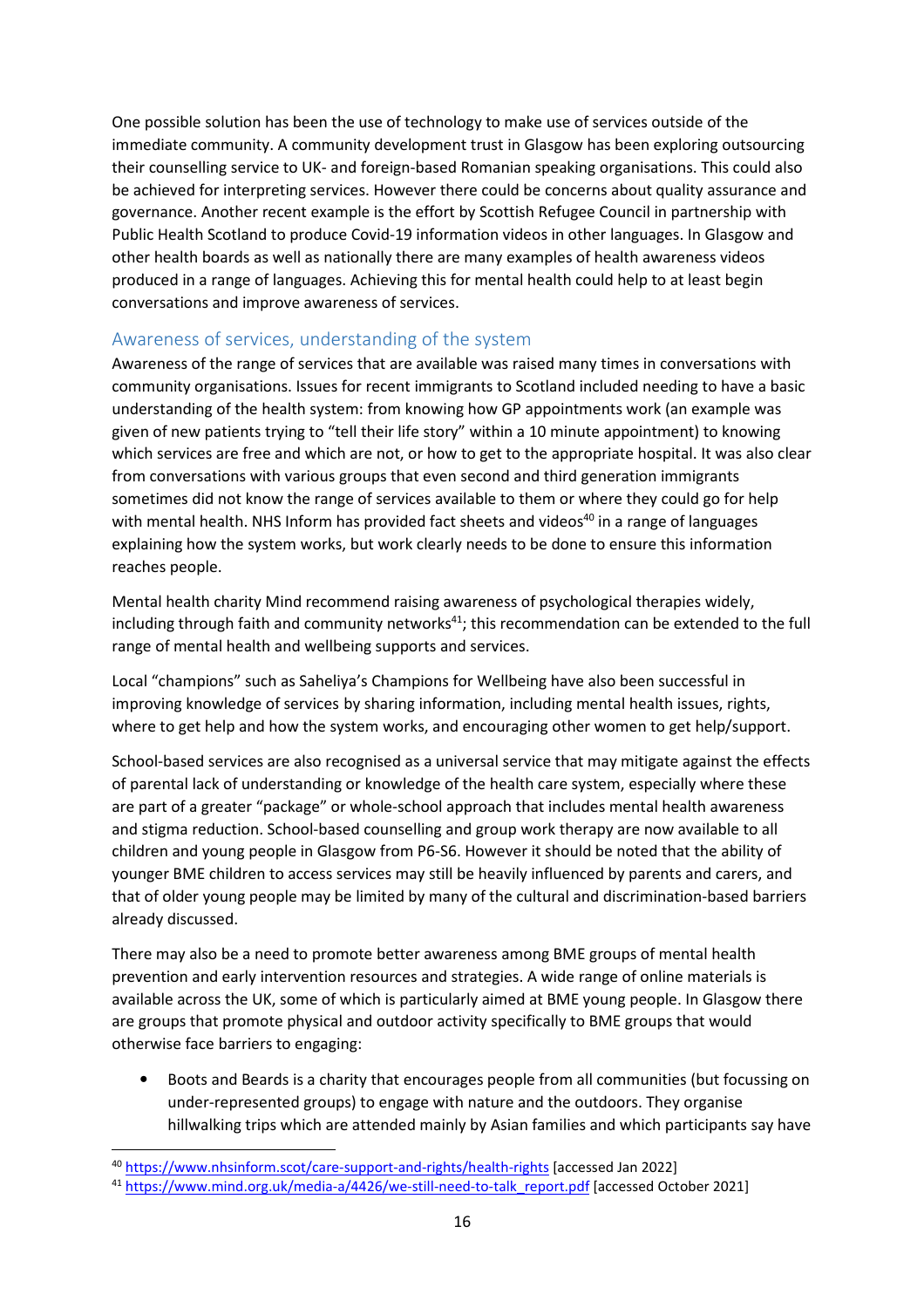One possible solution has been the use of technology to make use of services outside of the immediate community. A community development trust in Glasgow has been exploring outsourcing their counselling service to UK- and foreign-based Romanian speaking organisations. This could also be achieved for interpreting services. However there could be concerns about quality assurance and governance. Another recent example is the effort by Scottish Refugee Council in partnership with Public Health Scotland to produce Covid-19 information videos in other languages. In Glasgow and other health boards as well as nationally there are many examples of health awareness videos produced in a range of languages. Achieving this for mental health could help to at least begin conversations and improve awareness of services.

## Awareness of services, understanding of the system

Awareness of the range of services that are available was raised many times in conversations with community organisations. Issues for recent immigrants to Scotland included needing to have a basic understanding of the health system: from knowing how GP appointments work (an example was given of new patients trying to "tell their life story" within a 10 minute appointment) to knowing which services are free and which are not, or how to get to the appropriate hospital. It was also clear from conversations with various groups that even second and third generation immigrants sometimes did not know the range of services available to them or where they could go for help with mental health. NHS Inform has provided fact sheets and videos[40] in a range of languages explaining how the system works, but work clearly needs to be done to ensure this information reaches people.

Mental health charity Mind recommend raising awareness of psychological therapies widely, including through faith and community networks[41]; this recommendation can be extended to the full range of mental health and wellbeing supports and services.

Local "champions" such as Saheliya's Champions for Wellbeing have also been successful in improving knowledge of services by sharing information, including mental health issues, rights, where to get help and how the system works, and encouraging other women to get help/support.

School-based services are also recognised as a universal service that may mitigate against the effects of parental lack of understanding or knowledge of the health care system, especially where these are part of a greater "package" or whole-school approach that includes mental health awareness and stigma reduction. School-based counselling and group work therapy are now available to all children and young people in Glasgow from P6-S6. However it should be noted that the ability of younger BME children to access services may still be heavily influenced by parents and carers, and that of older young people may be limited by many of the cultural and discrimination-based barriers already discussed.

There may also be a need to promote better awareness among BME groups of mental health prevention and early intervention resources and strategies. A wide range of online materials is available across the UK, some of which is particularly aimed at BME young people. In Glasgow there are groups that promote physical and outdoor activity specifically to BME groups that would otherwise face barriers to engaging:

- Boots and Beards is a charity that encourages people from all communities (but focussing on under-represented groups) to engage with nature and the outdoors. They organise hillwalking trips which are attended mainly by Asian families and which participants say have

[40] https://www.nhsinform.scot/care-support-and-rights/health-rights [accessed Jan 2022]

[41] https://www.mind.org.uk/media-a/4426/we-still-need-to-talk_report.pdf [accessed October 2021]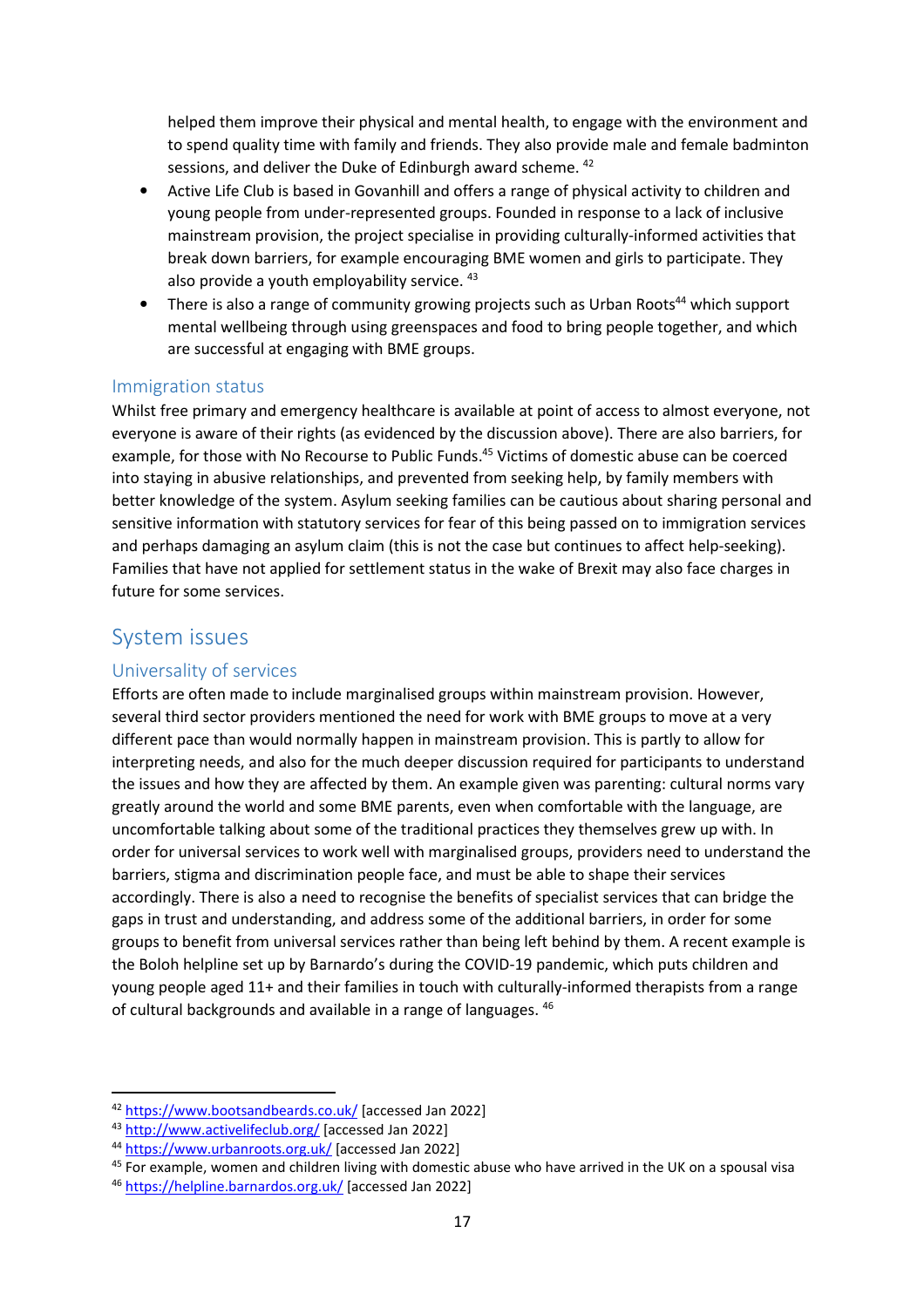helped them improve their physical and mental health, to engage with the environment and to spend quality time with family and friends. They also provide male and female badminton sessions, and deliver the Duke of Edinburgh award scheme. [42]

- Active Life Club is based in Govanhill and offers a range of physical activity to children and young people from under-represented groups. Founded in response to a lack of inclusive mainstream provision, the project specialise in providing culturally-informed activities that break down barriers, for example encouraging BME women and girls to participate. They also provide a youth employability service. [43]
- There is also a range of community growing projects such as Urban Roots[44] which support mental wellbeing through using greenspaces and food to bring people together, and which are successful at engaging with BME groups.

### Immigration status

Whilst free primary and emergency healthcare is available at point of access to almost everyone, not everyone is aware of their rights (as evidenced by the discussion above). There are also barriers, for example, for those with No Recourse to Public Funds.[45] Victims of domestic abuse can be coerced into staying in abusive relationships, and prevented from seeking help, by family members with better knowledge of the system. Asylum seeking families can be cautious about sharing personal and sensitive information with statutory services for fear of this being passed on to immigration services and perhaps damaging an asylum claim (this is not the case but continues to affect help-seeking). Families that have not applied for settlement status in the wake of Brexit may also face charges in future for some services.

## System issues

### Universality of services

Efforts are often made to include marginalised groups within mainstream provision. However, several third sector providers mentioned the need for work with BME groups to move at a very different pace than would normally happen in mainstream provision. This is partly to allow for interpreting needs, and also for the much deeper discussion required for participants to understand the issues and how they are affected by them. An example given was parenting: cultural norms vary greatly around the world and some BME parents, even when comfortable with the language, are uncomfortable talking about some of the traditional practices they themselves grew up with. In order for universal services to work well with marginalised groups, providers need to understand the barriers, stigma and discrimination people face, and must be able to shape their services accordingly. There is also a need to recognise the benefits of specialist services that can bridge the gaps in trust and understanding, and address some of the additional barriers, in order for some groups to benefit from universal services rather than being left behind by them. A recent example is the Boloh helpline set up by Barnardo's during the COVID-19 pandemic, which puts children and young people aged 11+ and their families in touch with culturally-informed therapists from a range of cultural backgrounds and available in a range of languages. [46]

---

[42] https://www.bootsandbeards.co.uk/ [accessed Jan 2022]

[43] http://www.activelifeclub.org/ [accessed Jan 2022]

[44] https://www.urbanroots.org.uk/ [accessed Jan 2022]

[45] For example, women and children living with domestic abuse who have arrived in the UK on a spousal visa

[46] https://helpline.barnardos.org.uk/ [accessed Jan 2022]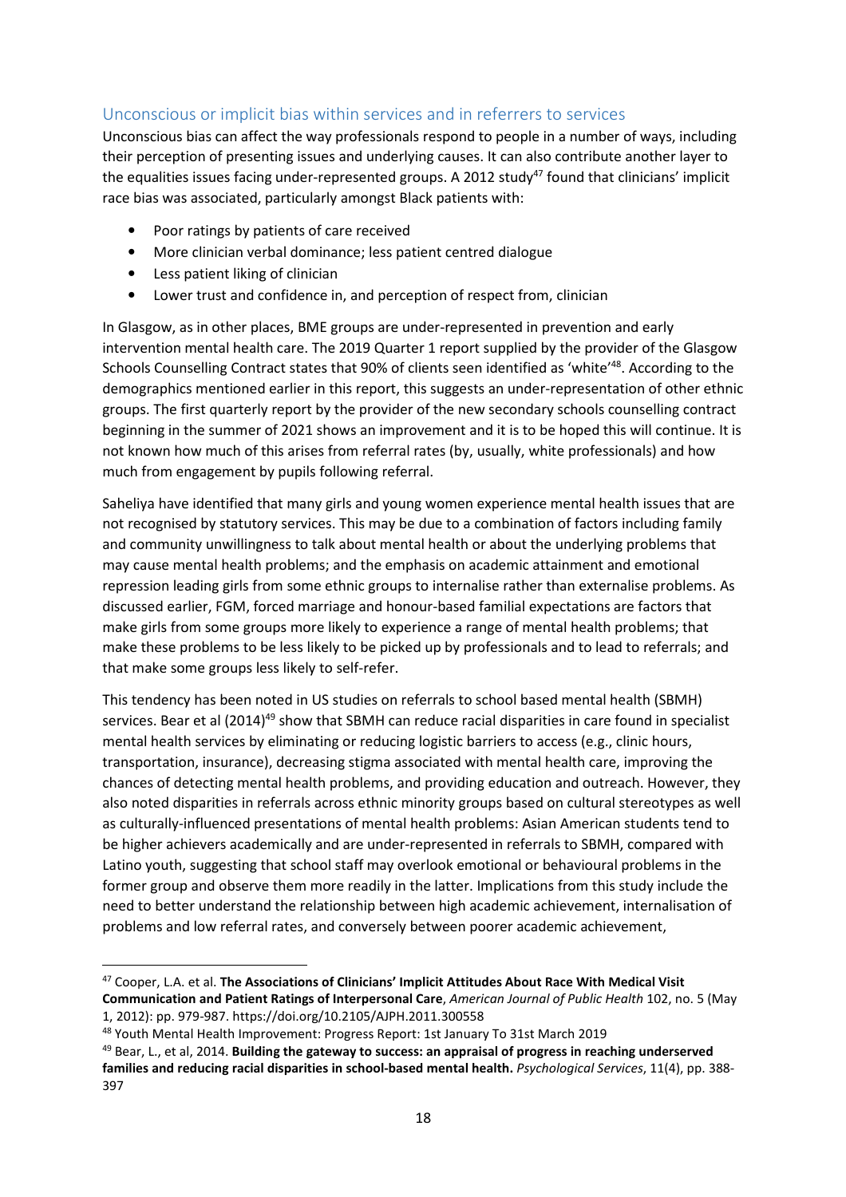## Unconscious or implicit bias within services and in referrers to services

Unconscious bias can affect the way professionals respond to people in a number of ways, including their perception of presenting issues and underlying causes. It can also contribute another layer to the equalities issues facing under-represented groups. A 2012 study[47] found that clinicians' implicit race bias was associated, particularly amongst Black patients with:

- Poor ratings by patients of care received
- More clinician verbal dominance; less patient centred dialogue
- Less patient liking of clinician
- Lower trust and confidence in, and perception of respect from, clinician

In Glasgow, as in other places, BME groups are under-represented in prevention and early intervention mental health care. The 2019 Quarter 1 report supplied by the provider of the Glasgow Schools Counselling Contract states that 90% of clients seen identified as 'white'[48]. According to the demographics mentioned earlier in this report, this suggests an under-representation of other ethnic groups. The first quarterly report by the provider of the new secondary schools counselling contract beginning in the summer of 2021 shows an improvement and it is to be hoped this will continue. It is not known how much of this arises from referral rates (by, usually, white professionals) and how much from engagement by pupils following referral.

Saheliya have identified that many girls and young women experience mental health issues that are not recognised by statutory services. This may be due to a combination of factors including family and community unwillingness to talk about mental health or about the underlying problems that may cause mental health problems; and the emphasis on academic attainment and emotional repression leading girls from some ethnic groups to internalise rather than externalise problems. As discussed earlier, FGM, forced marriage and honour-based familial expectations are factors that make girls from some groups more likely to experience a range of mental health problems; that make these problems to be less likely to be picked up by professionals and to lead to referrals; and that make some groups less likely to self-refer.

This tendency has been noted in US studies on referrals to school based mental health (SBMH) services. Bear et al (2014)[49] show that SBMH can reduce racial disparities in care found in specialist mental health services by eliminating or reducing logistic barriers to access (e.g., clinic hours, transportation, insurance), decreasing stigma associated with mental health care, improving the chances of detecting mental health problems, and providing education and outreach. However, they also noted disparities in referrals across ethnic minority groups based on cultural stereotypes as well as culturally-influenced presentations of mental health problems: Asian American students tend to be higher achievers academically and are under-represented in referrals to SBMH, compared with Latino youth, suggesting that school staff may overlook emotional or behavioural problems in the former group and observe them more readily in the latter. Implications from this study include the need to better understand the relationship between high academic achievement, internalisation of problems and low referral rates, and conversely between poorer academic achievement,

---

[47] Cooper, L.A. et al. **The Associations of Clinicians' Implicit Attitudes About Race With Medical Visit Communication and Patient Ratings of Interpersonal Care**, *American Journal of Public Health* 102, no. 5 (May 1, 2012): pp. 979-987. https://doi.org/10.2105/AJPH.2011.300558

[48] Youth Mental Health Improvement: Progress Report: 1st January To 31st March 2019

[49] Bear, L., et al, 2014. **Building the gateway to success: an appraisal of progress in reaching underserved families and reducing racial disparities in school-based mental health.** *Psychological Services*, 11(4), pp. 388-397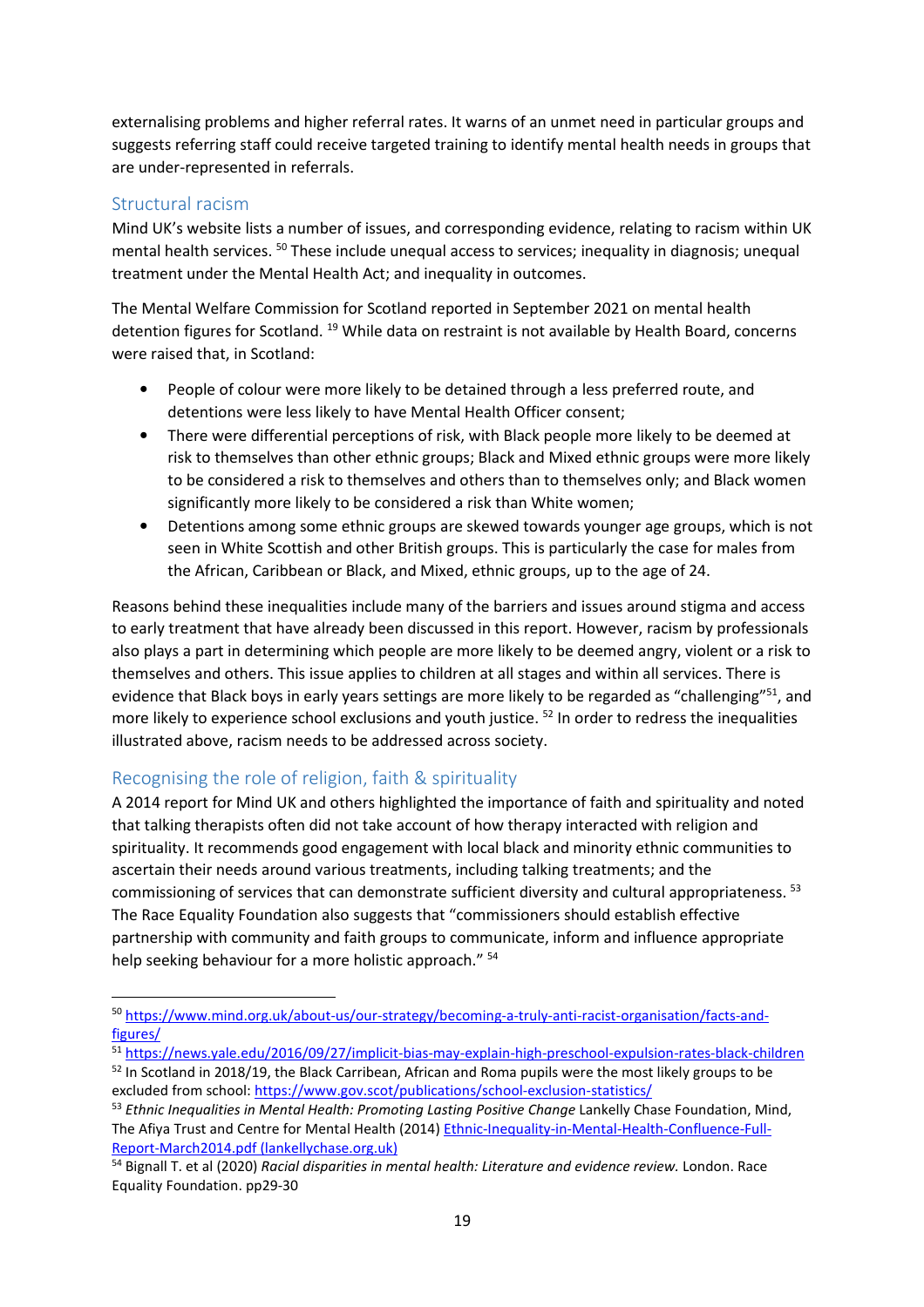externalising problems and higher referral rates. It warns of an unmet need in particular groups and suggests referring staff could receive targeted training to identify mental health needs in groups that are under-represented in referrals.

## Structural racism

Mind UK's website lists a number of issues, and corresponding evidence, relating to racism within UK mental health services. [50] These include unequal access to services; inequality in diagnosis; unequal treatment under the Mental Health Act; and inequality in outcomes.

The Mental Welfare Commission for Scotland reported in September 2021 on mental health detention figures for Scotland. [19] While data on restraint is not available by Health Board, concerns were raised that, in Scotland:

- People of colour were more likely to be detained through a less preferred route, and detentions were less likely to have Mental Health Officer consent;
- There were differential perceptions of risk, with Black people more likely to be deemed at risk to themselves than other ethnic groups; Black and Mixed ethnic groups were more likely to be considered a risk to themselves and others than to themselves only; and Black women significantly more likely to be considered a risk than White women;
- Detentions among some ethnic groups are skewed towards younger age groups, which is not seen in White Scottish and other British groups. This is particularly the case for males from the African, Caribbean or Black, and Mixed, ethnic groups, up to the age of 24.

Reasons behind these inequalities include many of the barriers and issues around stigma and access to early treatment that have already been discussed in this report. However, racism by professionals also plays a part in determining which people are more likely to be deemed angry, violent or a risk to themselves and others. This issue applies to children at all stages and within all services. There is evidence that Black boys in early years settings are more likely to be regarded as "challenging"[51], and more likely to experience school exclusions and youth justice. [52] In order to redress the inequalities illustrated above, racism needs to be addressed across society.

## Recognising the role of religion, faith & spirituality

A 2014 report for Mind UK and others highlighted the importance of faith and spirituality and noted that talking therapists often did not take account of how therapy interacted with religion and spirituality. It recommends good engagement with local black and minority ethnic communities to ascertain their needs around various treatments, including talking treatments; and the commissioning of services that can demonstrate sufficient diversity and cultural appropriateness. [53] The Race Equality Foundation also suggests that "commissioners should establish effective partnership with community and faith groups to communicate, inform and influence appropriate help seeking behaviour for a more holistic approach." [54]

---

[50] https://www.mind.org.uk/about-us/our-strategy/becoming-a-truly-anti-racist-organisation/facts-and-figures/

[51] https://news.yale.edu/2016/09/27/implicit-bias-may-explain-high-preschool-expulsion-rates-black-children

[52] In Scotland in 2018/19, the Black Carribean, African and Roma pupils were the most likely groups to be excluded from school: https://www.gov.scot/publications/school-exclusion-statistics/

[53] *Ethnic Inequalities in Mental Health: Promoting Lasting Positive Change* Lankelly Chase Foundation, Mind, The Afiya Trust and Centre for Mental Health (2014) Ethnic-Inequality-in-Mental-Health-Confluence-Full-Report-March2014.pdf (lankellychase.org.uk)

[54] Bignall T. et al (2020) *Racial disparities in mental health: Literature and evidence review.* London. Race Equality Foundation. pp29-30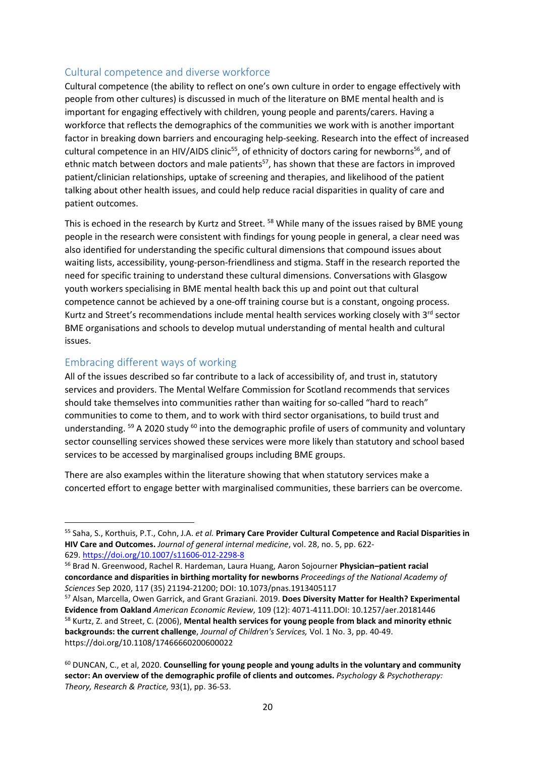## Cultural competence and diverse workforce

Cultural competence (the ability to reflect on one's own culture in order to engage effectively with people from other cultures) is discussed in much of the literature on BME mental health and is important for engaging effectively with children, young people and parents/carers. Having a workforce that reflects the demographics of the communities we work with is another important factor in breaking down barriers and encouraging help-seeking. Research into the effect of increased cultural competence in an HIV/AIDS clinic[55], of ethnicity of doctors caring for newborns[56], and of ethnic match between doctors and male patients[57], has shown that these are factors in improved patient/clinician relationships, uptake of screening and therapies, and likelihood of the patient talking about other health issues, and could help reduce racial disparities in quality of care and patient outcomes.

This is echoed in the research by Kurtz and Street. [58] While many of the issues raised by BME young people in the research were consistent with findings for young people in general, a clear need was also identified for understanding the specific cultural dimensions that compound issues about waiting lists, accessibility, young-person-friendliness and stigma. Staff in the research reported the need for specific training to understand these cultural dimensions. Conversations with Glasgow youth workers specialising in BME mental health back this up and point out that cultural competence cannot be achieved by a one-off training course but is a constant, ongoing process. Kurtz and Street's recommendations include mental health services working closely with 3rd sector BME organisations and schools to develop mutual understanding of mental health and cultural issues.

## Embracing different ways of working

All of the issues described so far contribute to a lack of accessibility of, and trust in, statutory services and providers. The Mental Welfare Commission for Scotland recommends that services should take themselves into communities rather than waiting for so-called "hard to reach" communities to come to them, and to work with third sector organisations, to build trust and understanding. [59] A 2020 study [60] into the demographic profile of users of community and voluntary sector counselling services showed these services were more likely than statutory and school based services to be accessed by marginalised groups including BME groups.

There are also examples within the literature showing that when statutory services make a concerted effort to engage better with marginalised communities, these barriers can be overcome.

---

[55] Saha, S., Korthuis, P.T., Cohn, J.A. *et al.* **Primary Care Provider Cultural Competence and Racial Disparities in HIV Care and Outcomes.** *Journal of general internal medicine*, vol. 28, no. 5, pp. 622-629. https://doi.org/10.1007/s11606-012-2298-8

[56] Brad N. Greenwood, Rachel R. Hardeman, Laura Huang, Aaron Sojourner **Physician–patient racial concordance and disparities in birthing mortality for newborns** *Proceedings of the National Academy of Sciences* Sep 2020, 117 (35) 21194-21200; DOI: 10.1073/pnas.1913405117

[57] Alsan, Marcella, Owen Garrick, and Grant Graziani. 2019. **Does Diversity Matter for Health? Experimental Evidence from Oakland** *American Economic Review*, 109 (12): 4071-4111.DOI: 10.1257/aer.20181446

[58] Kurtz, Z. and Street, C. (2006), **Mental health services for young people from black and minority ethnic backgrounds: the current challenge**, *Journal of Children's Services,* Vol. 1 No. 3, pp. 40-49. https://doi.org/10.1108/17466660200600022

[60] DUNCAN, C., et al, 2020. **Counselling for young people and young adults in the voluntary and community sector: An overview of the demographic profile of clients and outcomes.** *Psychology & Psychotherapy: Theory, Research & Practice,* 93(1), pp. 36-53.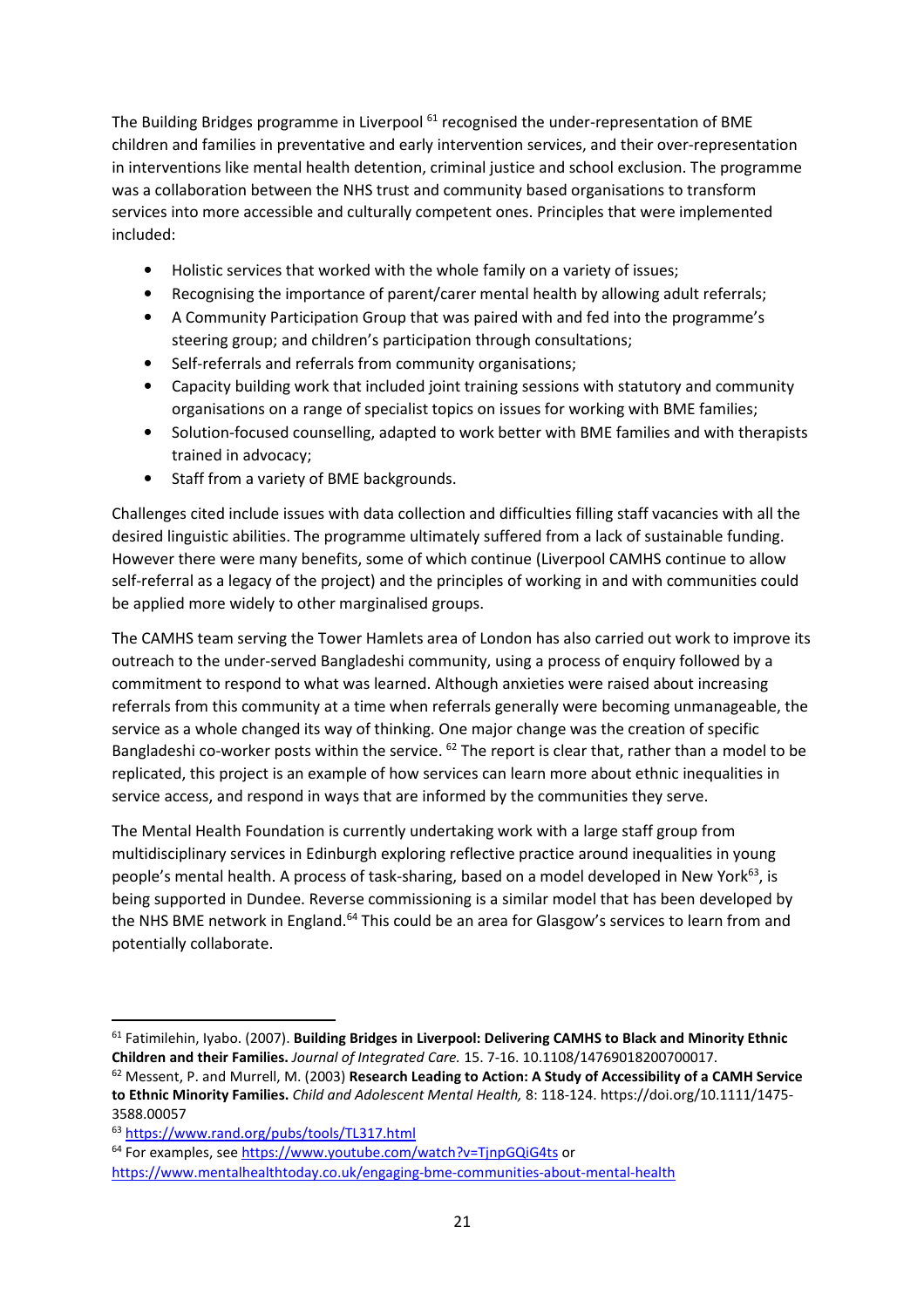The Building Bridges programme in Liverpool [61] recognised the under-representation of BME children and families in preventative and early intervention services, and their over-representation in interventions like mental health detention, criminal justice and school exclusion. The programme was a collaboration between the NHS trust and community based organisations to transform services into more accessible and culturally competent ones. Principles that were implemented included:

- Holistic services that worked with the whole family on a variety of issues;
- Recognising the importance of parent/carer mental health by allowing adult referrals;
- A Community Participation Group that was paired with and fed into the programme's steering group; and children's participation through consultations;
- Self-referrals and referrals from community organisations;
- Capacity building work that included joint training sessions with statutory and community organisations on a range of specialist topics on issues for working with BME families;
- Solution-focused counselling, adapted to work better with BME families and with therapists trained in advocacy;
- Staff from a variety of BME backgrounds.

Challenges cited include issues with data collection and difficulties filling staff vacancies with all the desired linguistic abilities. The programme ultimately suffered from a lack of sustainable funding. However there were many benefits, some of which continue (Liverpool CAMHS continue to allow self-referral as a legacy of the project) and the principles of working in and with communities could be applied more widely to other marginalised groups.

The CAMHS team serving the Tower Hamlets area of London has also carried out work to improve its outreach to the under-served Bangladeshi community, using a process of enquiry followed by a commitment to respond to what was learned. Although anxieties were raised about increasing referrals from this community at a time when referrals generally were becoming unmanageable, the service as a whole changed its way of thinking. One major change was the creation of specific Bangladeshi co-worker posts within the service. [62] The report is clear that, rather than a model to be replicated, this project is an example of how services can learn more about ethnic inequalities in service access, and respond in ways that are informed by the communities they serve.

The Mental Health Foundation is currently undertaking work with a large staff group from multidisciplinary services in Edinburgh exploring reflective practice around inequalities in young people's mental health. A process of task-sharing, based on a model developed in New York[63], is being supported in Dundee. Reverse commissioning is a similar model that has been developed by the NHS BME network in England.[64] This could be an area for Glasgow's services to learn from and potentially collaborate.

---

[61] Fatimilehin, Iyabo. (2007). **Building Bridges in Liverpool: Delivering CAMHS to Black and Minority Ethnic Children and their Families.** *Journal of Integrated Care.* 15. 7-16. 10.1108/14769018200700017.

[62] Messent, P. and Murrell, M. (2003) **Research Leading to Action: A Study of Accessibility of a CAMH Service to Ethnic Minority Families.** *Child and Adolescent Mental Health,* 8: 118-124. https://doi.org/10.1111/1475-3588.00057

[63] https://www.rand.org/pubs/tools/TL317.html

[64] For examples, see https://www.youtube.com/watch?v=TjnpGQiG4ts or https://www.mentalhealthtoday.co.uk/engaging-bme-communities-about-mental-health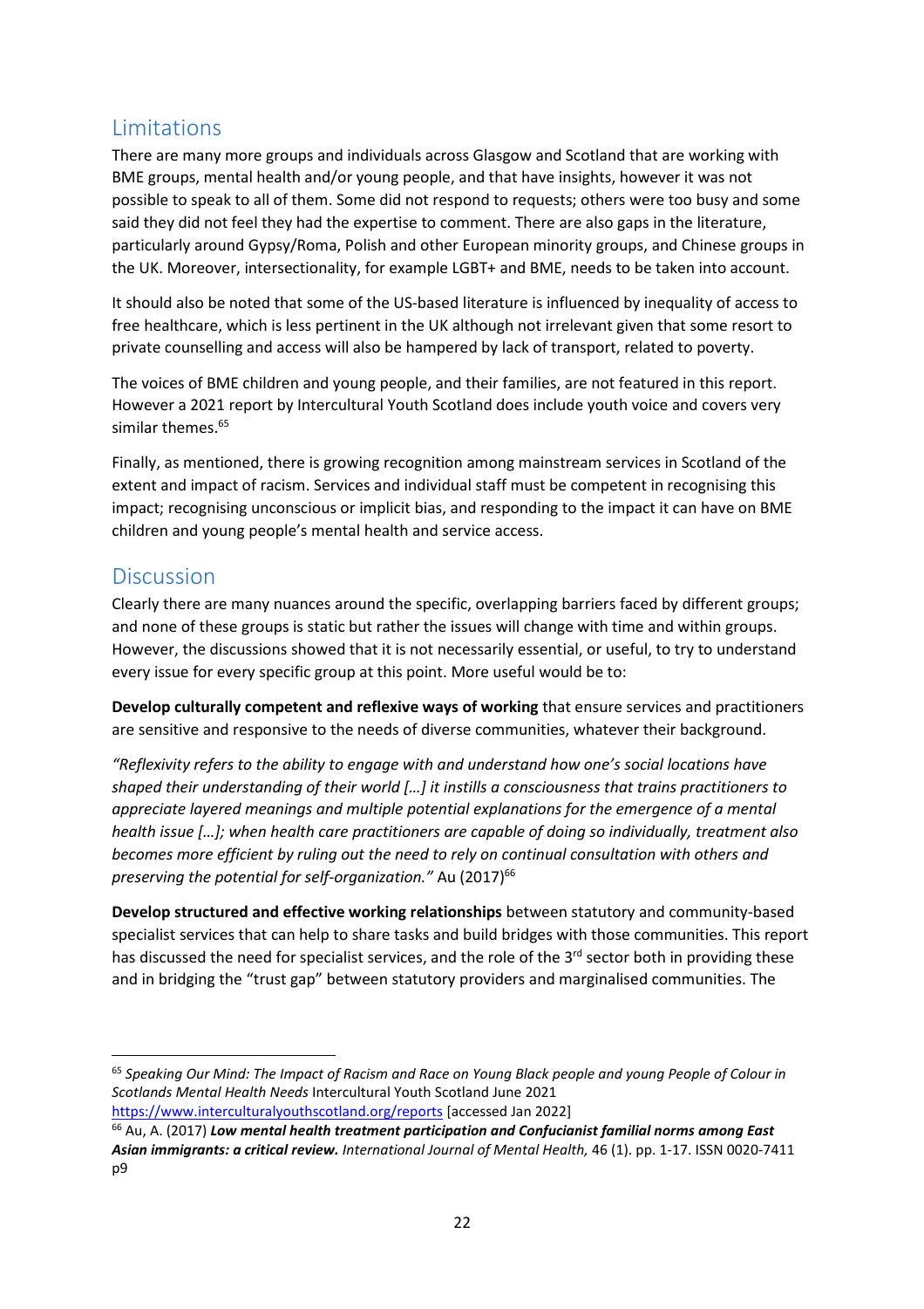## Limitations

There are many more groups and individuals across Glasgow and Scotland that are working with BME groups, mental health and/or young people, and that have insights, however it was not possible to speak to all of them. Some did not respond to requests; others were too busy and some said they did not feel they had the expertise to comment. There are also gaps in the literature, particularly around Gypsy/Roma, Polish and other European minority groups, and Chinese groups in the UK. Moreover, intersectionality, for example LGBT+ and BME, needs to be taken into account.

It should also be noted that some of the US-based literature is influenced by inequality of access to free healthcare, which is less pertinent in the UK although not irrelevant given that some resort to private counselling and access will also be hampered by lack of transport, related to poverty.

The voices of BME children and young people, and their families, are not featured in this report. However a 2021 report by Intercultural Youth Scotland does include youth voice and covers very similar themes.[65]

Finally, as mentioned, there is growing recognition among mainstream services in Scotland of the extent and impact of racism. Services and individual staff must be competent in recognising this impact; recognising unconscious or implicit bias, and responding to the impact it can have on BME children and young people's mental health and service access.

## Discussion

Clearly there are many nuances around the specific, overlapping barriers faced by different groups; and none of these groups is static but rather the issues will change with time and within groups. However, the discussions showed that it is not necessarily essential, or useful, to try to understand every issue for every specific group at this point. More useful would be to:

**Develop culturally competent and reflexive ways of working** that ensure services and practitioners are sensitive and responsive to the needs of diverse communities, whatever their background.

*"Reflexivity refers to the ability to engage with and understand how one's social locations have shaped their understanding of their world […] it instills a consciousness that trains practitioners to appreciate layered meanings and multiple potential explanations for the emergence of a mental health issue […]; when health care practitioners are capable of doing so individually, treatment also becomes more efficient by ruling out the need to rely on continual consultation with others and preserving the potential for self-organization."* Au (2017)[66]

**Develop structured and effective working relationships** between statutory and community-based specialist services that can help to share tasks and build bridges with those communities. This report has discussed the need for specialist services, and the role of the 3rd sector both in providing these and in bridging the "trust gap" between statutory providers and marginalised communities. The

---

[65] *Speaking Our Mind: The Impact of Racism and Race on Young Black people and young People of Colour in Scotlands Mental Health Needs* Intercultural Youth Scotland June 2021 https://www.interculturalyouthscotland.org/reports [accessed Jan 2022]

[66] Au, A. (2017) ***Low mental health treatment participation and Confucianist familial norms among East Asian immigrants: a critical review.*** *International Journal of Mental Health,* 46 (1). pp. 1-17. ISSN 0020-7411 p9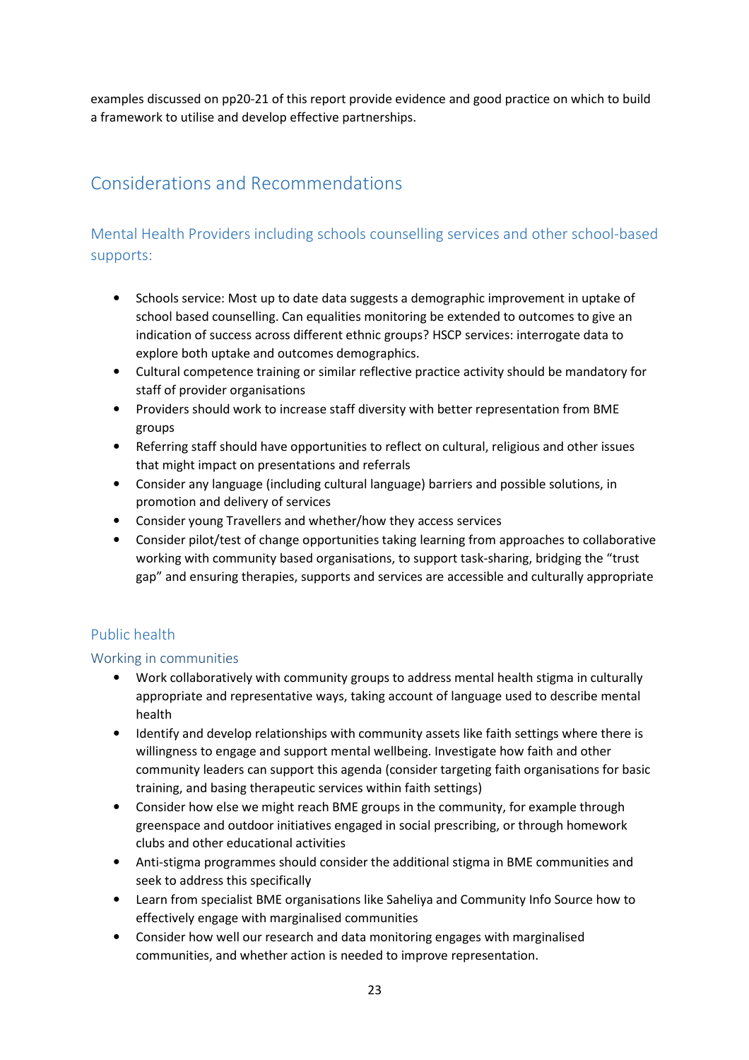examples discussed on pp20-21 of this report provide evidence and good practice on which to build a framework to utilise and develop effective partnerships.

## Considerations and Recommendations

### Mental Health Providers including schools counselling services and other school-based supports:

- Schools service: Most up to date data suggests a demographic improvement in uptake of school based counselling. Can equalities monitoring be extended to outcomes to give an indication of success across different ethnic groups? HSCP services: interrogate data to explore both uptake and outcomes demographics.
- Cultural competence training or similar reflective practice activity should be mandatory for staff of provider organisations
- Providers should work to increase staff diversity with better representation from BME groups
- Referring staff should have opportunities to reflect on cultural, religious and other issues that might impact on presentations and referrals
- Consider any language (including cultural language) barriers and possible solutions, in promotion and delivery of services
- Consider young Travellers and whether/how they access services
- Consider pilot/test of change opportunities taking learning from approaches to collaborative working with community based organisations, to support task-sharing, bridging the "trust gap" and ensuring therapies, supports and services are accessible and culturally appropriate

### Public health

#### Working in communities

- Work collaboratively with community groups to address mental health stigma in culturally appropriate and representative ways, taking account of language used to describe mental health
- Identify and develop relationships with community assets like faith settings where there is willingness to engage and support mental wellbeing. Investigate how faith and other community leaders can support this agenda (consider targeting faith organisations for basic training, and basing therapeutic services within faith settings)
- Consider how else we might reach BME groups in the community, for example through greenspace and outdoor initiatives engaged in social prescribing, or through homework clubs and other educational activities
- Anti-stigma programmes should consider the additional stigma in BME communities and seek to address this specifically
- Learn from specialist BME organisations like Saheliya and Community Info Source how to effectively engage with marginalised communities
- Consider how well our research and data monitoring engages with marginalised communities, and whether action is needed to improve representation.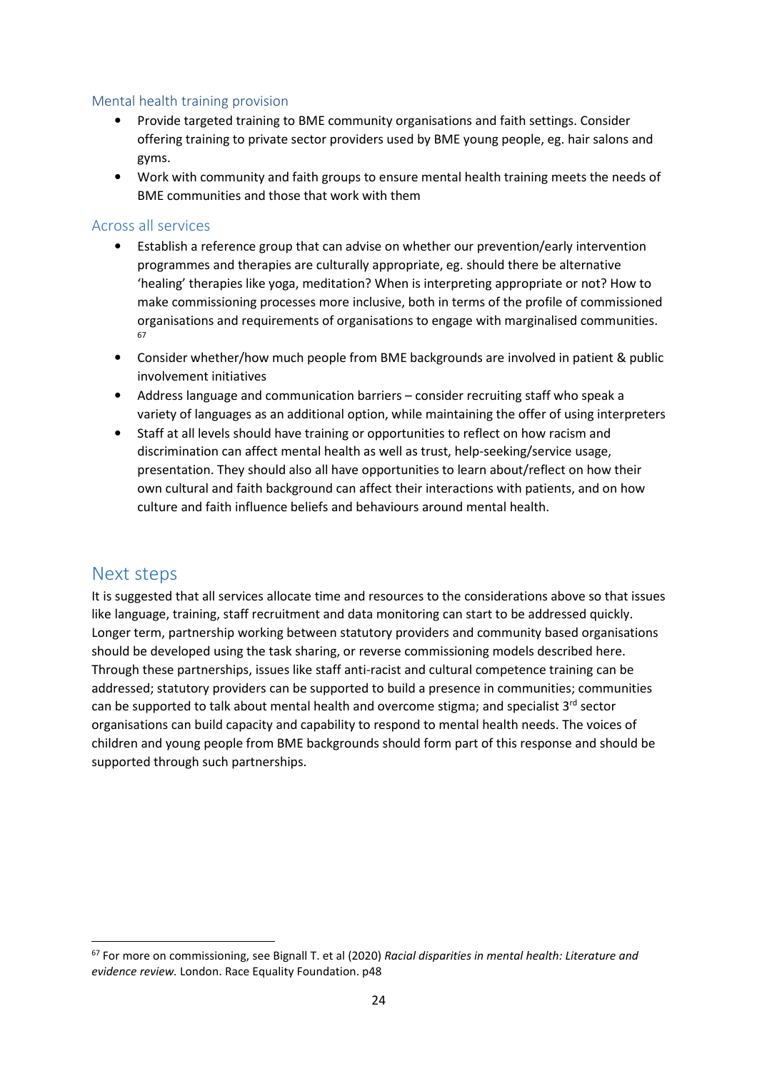### Mental health training provision

- Provide targeted training to BME community organisations and faith settings. Consider offering training to private sector providers used by BME young people, eg. hair salons and gyms.
- Work with community and faith groups to ensure mental health training meets the needs of BME communities and those that work with them

### Across all services

- Establish a reference group that can advise on whether our prevention/early intervention programmes and therapies are culturally appropriate, eg. should there be alternative 'healing' therapies like yoga, meditation? When is interpreting appropriate or not? How to make commissioning processes more inclusive, both in terms of the profile of commissioned organisations and requirements of organisations to engage with marginalised communities. [67]
- Consider whether/how much people from BME backgrounds are involved in patient & public involvement initiatives
- Address language and communication barriers – consider recruiting staff who speak a variety of languages as an additional option, while maintaining the offer of using interpreters
- Staff at all levels should have training or opportunities to reflect on how racism and discrimination can affect mental health as well as trust, help-seeking/service usage, presentation. They should also all have opportunities to learn about/reflect on how their own cultural and faith background can affect their interactions with patients, and on how culture and faith influence beliefs and behaviours around mental health.

## Next steps

It is suggested that all services allocate time and resources to the considerations above so that issues like language, training, staff recruitment and data monitoring can start to be addressed quickly. Longer term, partnership working between statutory providers and community based organisations should be developed using the task sharing, or reverse commissioning models described here. Through these partnerships, issues like staff anti-racist and cultural competence training can be addressed; statutory providers can be supported to build a presence in communities; communities can be supported to talk about mental health and overcome stigma; and specialist 3rd sector organisations can build capacity and capability to respond to mental health needs. The voices of children and young people from BME backgrounds should form part of this response and should be supported through such partnerships.

---

[67] For more on commissioning, see Bignall T. et al (2020) *Racial disparities in mental health: Literature and evidence review.* London. Race Equality Foundation. p48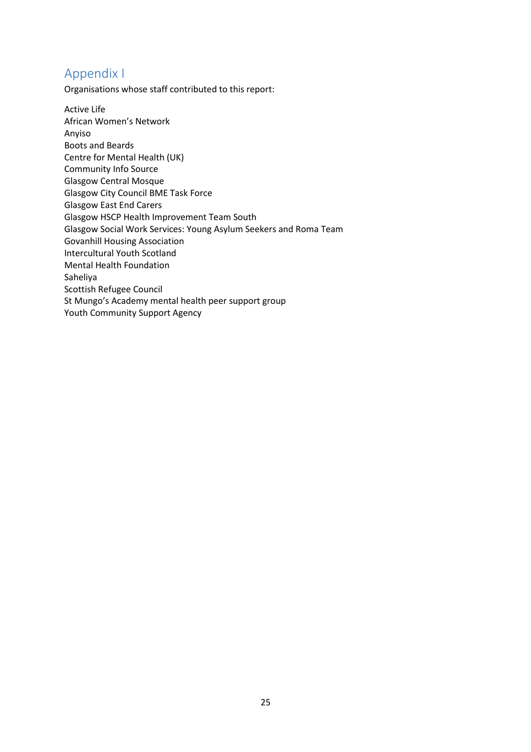## Appendix I

Organisations whose staff contributed to this report:

Active Life
African Women's Network
Anyiso
Boots and Beards
Centre for Mental Health (UK)
Community Info Source
Glasgow Central Mosque
Glasgow City Council BME Task Force
Glasgow East End Carers
Glasgow HSCP Health Improvement Team South
Glasgow Social Work Services: Young Asylum Seekers and Roma Team
Govanhill Housing Association
Intercultural Youth Scotland
Mental Health Foundation
Saheliya
Scottish Refugee Council
St Mungo's Academy mental health peer support group
Youth Community Support Agency